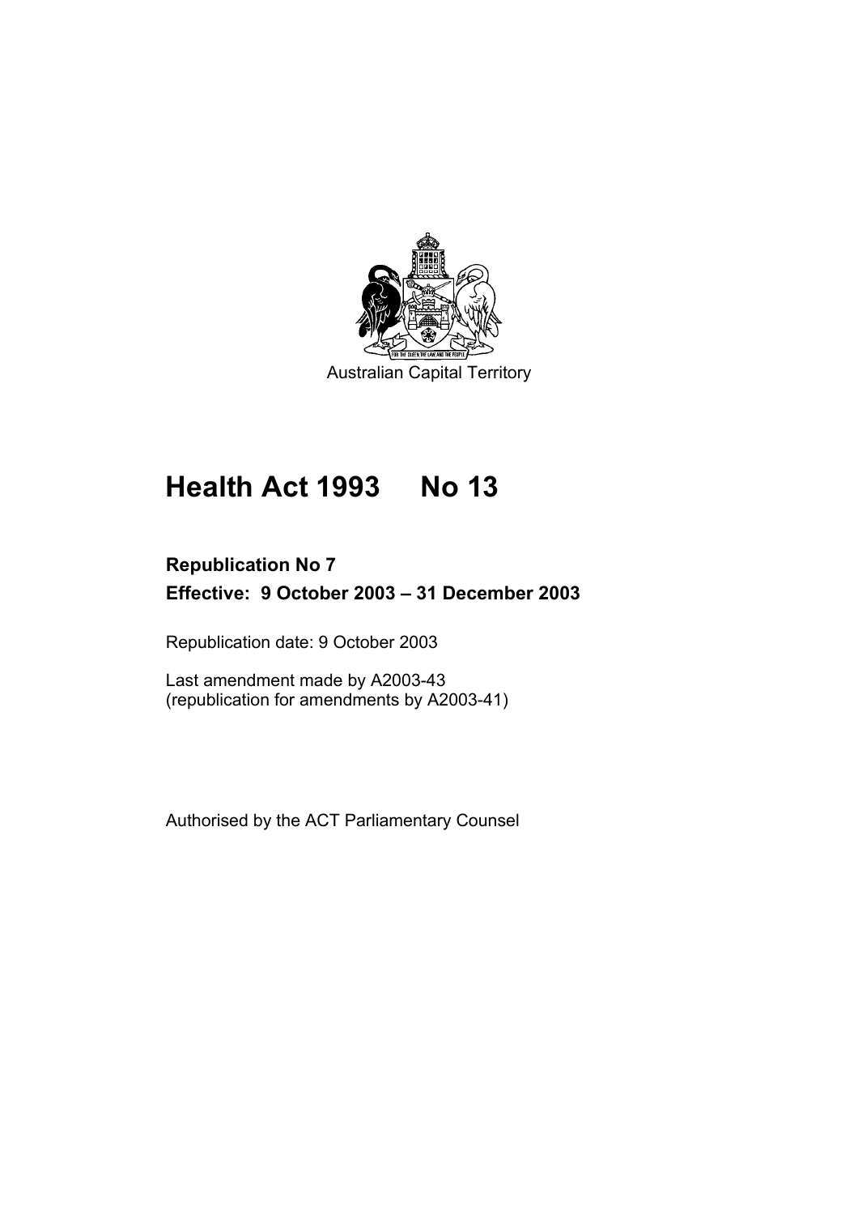Australian Capital Territory

# Health Act 1993 No 13

**Republication No 7**

**Effective: 9 October 2003 – 31 December 2003**

Republication date: 9 October 2003

Last amendment made by A2003-43
(republication for amendments by A2003-41)

Authorised by the ACT Parliamentary Counsel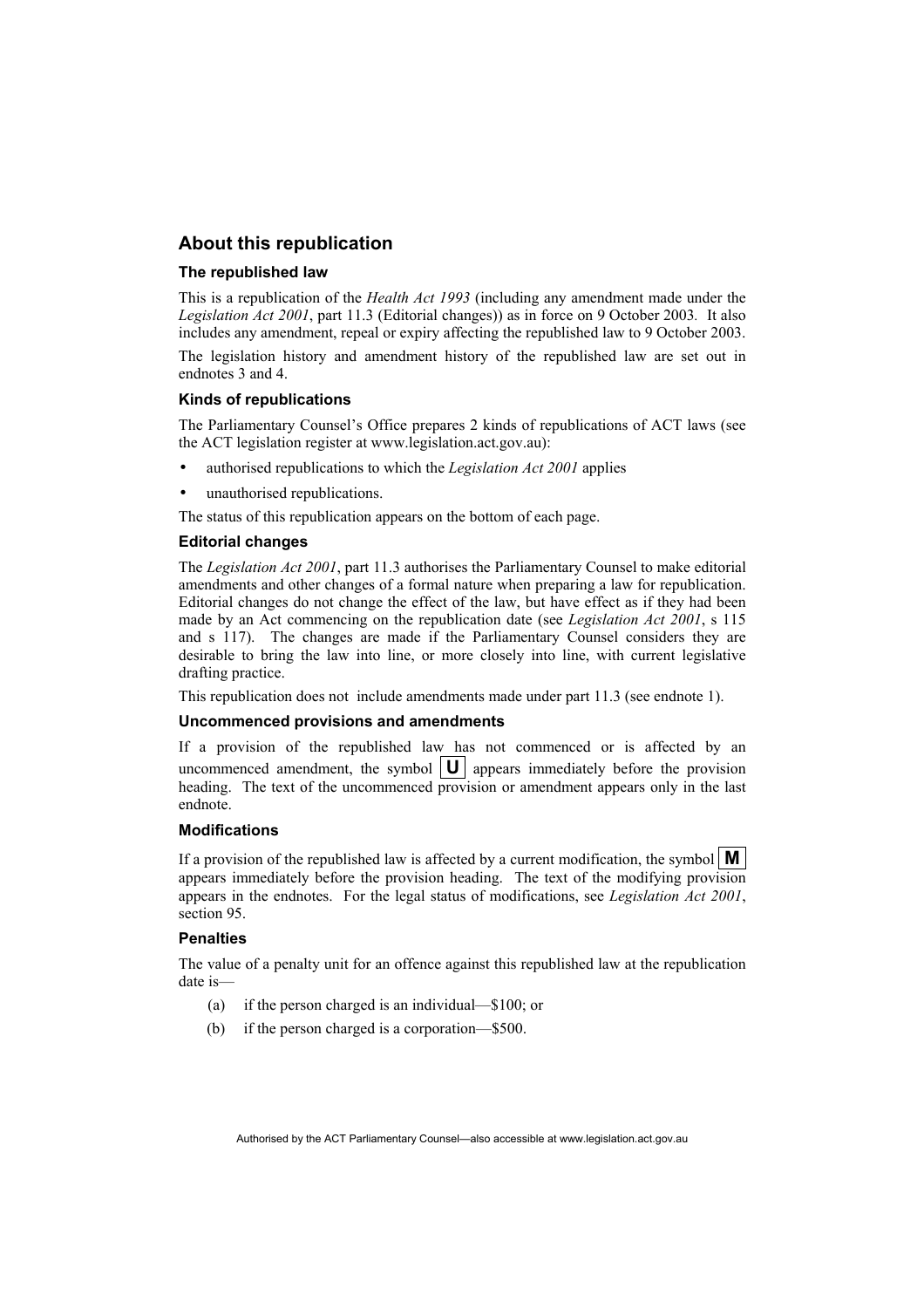## About this republication

### The republished law

This is a republication of the *Health Act 1993* (including any amendment made under the *Legislation Act 2001*, part 11.3 (Editorial changes)) as in force on 9 October 2003. It also includes any amendment, repeal or expiry affecting the republished law to 9 October 2003.

The legislation history and amendment history of the republished law are set out in endnotes 3 and 4.

### Kinds of republications

The Parliamentary Counsel's Office prepares 2 kinds of republications of ACT laws (see the ACT legislation register at www.legislation.act.gov.au):

- authorised republications to which the *Legislation Act 2001* applies
- unauthorised republications.

The status of this republication appears on the bottom of each page.

### Editorial changes

The *Legislation Act 2001*, part 11.3 authorises the Parliamentary Counsel to make editorial amendments and other changes of a formal nature when preparing a law for republication. Editorial changes do not change the effect of the law, but have effect as if they had been made by an Act commencing on the republication date (see *Legislation Act 2001*, s 115 and s 117). The changes are made if the Parliamentary Counsel considers they are desirable to bring the law into line, or more closely into line, with current legislative drafting practice.

This republication does not include amendments made under part 11.3 (see endnote 1).

### Uncommenced provisions and amendments

If a provision of the republished law has not commenced or is affected by an uncommenced amendment, the symbol **U** appears immediately before the provision heading. The text of the uncommenced provision or amendment appears only in the last endnote.

### Modifications

If a provision of the republished law is affected by a current modification, the symbol **M** appears immediately before the provision heading. The text of the modifying provision appears in the endnotes. For the legal status of modifications, see *Legislation Act 2001*, section 95.

### Penalties

The value of a penalty unit for an offence against this republished law at the republication date is—

(a) if the person charged is an individual—$100; or

(b) if the person charged is a corporation—$500.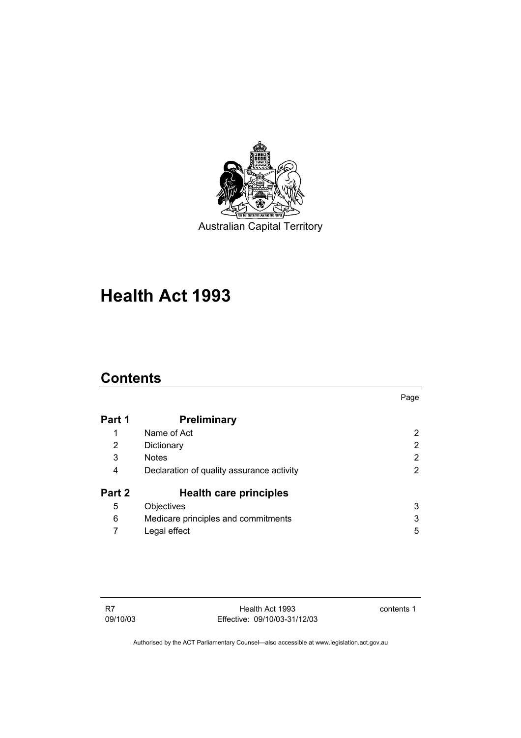Australian Capital Territory

# Health Act 1993

## Contents

| | | Page |
|---|---|---|
| **Part 1** | **Preliminary** | |
| 1 | Name of Act | 2 |
| 2 | Dictionary | 2 |
| 3 | Notes | 2 |
| 4 | Declaration of quality assurance activity | 2 |
| **Part 2** | **Health care principles** | |
| 5 | Objectives | 3 |
| 6 | Medicare principles and commitments | 3 |
| 7 | Legal effect | 5 |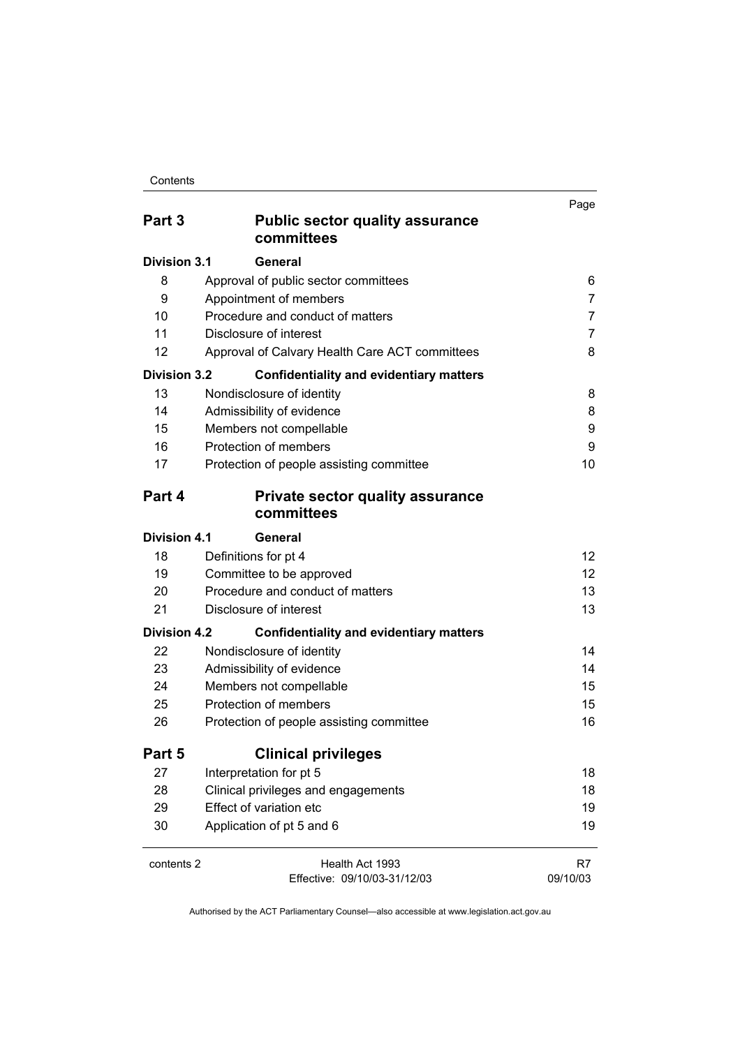| | | Page |
|---|---|---|
| **Part 3** | **Public sector quality assurance committees** | |
| **Division 3.1** | **General** | |
| 8 | Approval of public sector committees | 6 |
| 9 | Appointment of members | 7 |
| 10 | Procedure and conduct of matters | 7 |
| 11 | Disclosure of interest | 7 |
| 12 | Approval of Calvary Health Care ACT committees | 8 |
| **Division 3.2** | **Confidentiality and evidentiary matters** | |
| 13 | Nondisclosure of identity | 8 |
| 14 | Admissibility of evidence | 8 |
| 15 | Members not compellable | 9 |
| 16 | Protection of members | 9 |
| 17 | Protection of people assisting committee | 10 |
| **Part 4** | **Private sector quality assurance committees** | |
| **Division 4.1** | **General** | |
| 18 | Definitions for pt 4 | 12 |
| 19 | Committee to be approved | 12 |
| 20 | Procedure and conduct of matters | 13 |
| 21 | Disclosure of interest | 13 |
| **Division 4.2** | **Confidentiality and evidentiary matters** | |
| 22 | Nondisclosure of identity | 14 |
| 23 | Admissibility of evidence | 14 |
| 24 | Members not compellable | 15 |
| 25 | Protection of members | 15 |
| 26 | Protection of people assisting committee | 16 |
| **Part 5** | **Clinical privileges** | |
| 27 | Interpretation for pt 5 | 18 |
| 28 | Clinical privileges and engagements | 18 |
| 29 | Effect of variation etc | 19 |
| 30 | Application of pt 5 and 6 | 19 |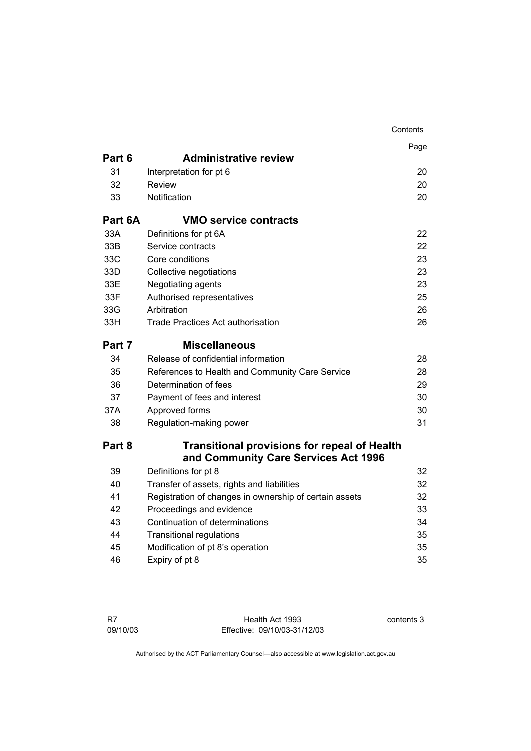| | | Page |
|---|---|---|
| **Part 6** | **Administrative review** | |
| 31 | Interpretation for pt 6 | 20 |
| 32 | Review | 20 |
| 33 | Notification | 20 |
| **Part 6A** | **VMO service contracts** | |
| 33A | Definitions for pt 6A | 22 |
| 33B | Service contracts | 22 |
| 33C | Core conditions | 23 |
| 33D | Collective negotiations | 23 |
| 33E | Negotiating agents | 23 |
| 33F | Authorised representatives | 25 |
| 33G | Arbitration | 26 |
| 33H | Trade Practices Act authorisation | 26 |
| **Part 7** | **Miscellaneous** | |
| 34 | Release of confidential information | 28 |
| 35 | References to Health and Community Care Service | 28 |
| 36 | Determination of fees | 29 |
| 37 | Payment of fees and interest | 30 |
| 37A | Approved forms | 30 |
| 38 | Regulation-making power | 31 |
| **Part 8** | **Transitional provisions for repeal of Health and Community Care Services Act 1996** | |
| 39 | Definitions for pt 8 | 32 |
| 40 | Transfer of assets, rights and liabilities | 32 |
| 41 | Registration of changes in ownership of certain assets | 32 |
| 42 | Proceedings and evidence | 33 |
| 43 | Continuation of determinations | 34 |
| 44 | Transitional regulations | 35 |
| 45 | Modification of pt 8's operation | 35 |
| 46 | Expiry of pt 8 | 35 |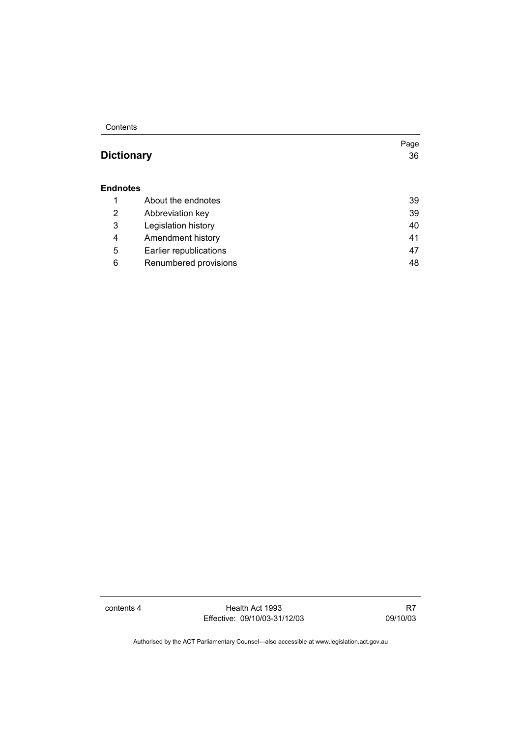| | | Page |
|---|---|---|
| **Dictionary** | | 36 |
| **Endnotes** | | |
| 1 | About the endnotes | 39 |
| 2 | Abbreviation key | 39 |
| 3 | Legislation history | 40 |
| 4 | Amendment history | 41 |
| 5 | Earlier republications | 47 |
| 6 | Renumbered provisions | 48 |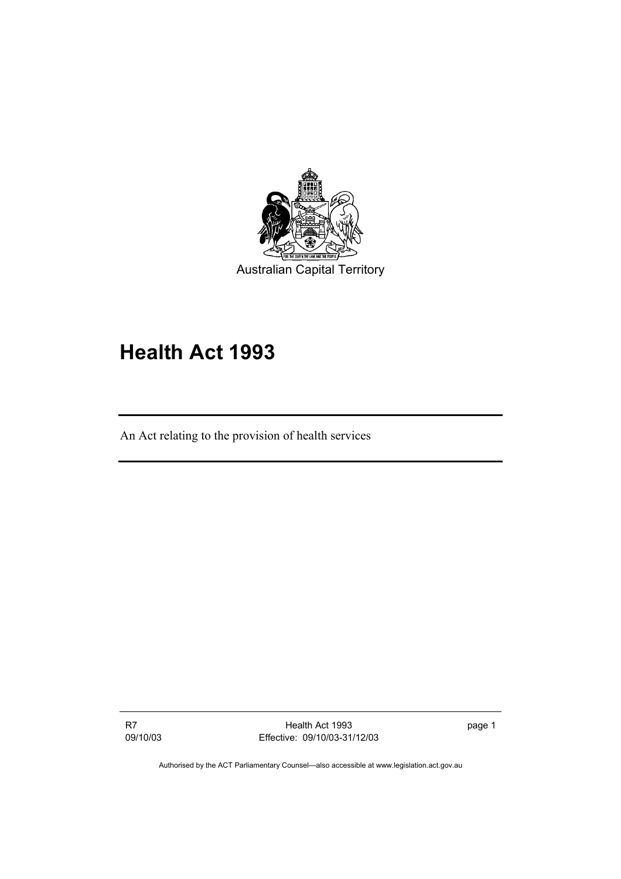Australian Capital Territory

# Health Act 1993

An Act relating to the provision of health services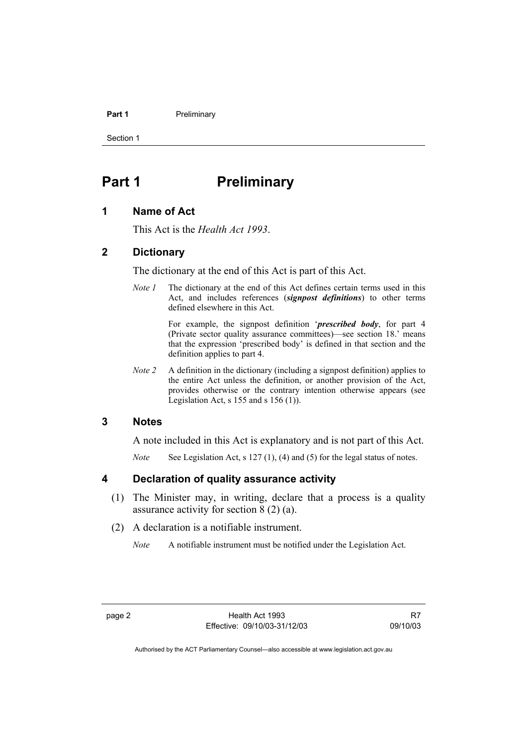# Part 1 Preliminary

## 1 Name of Act

This Act is the *Health Act 1993*.

## 2 Dictionary

The dictionary at the end of this Act is part of this Act.

*Note 1* The dictionary at the end of this Act defines certain terms used in this Act, and includes references (***signpost definitions***) to other terms defined elsewhere in this Act.

For example, the signpost definition '***prescribed body***, for part 4 (Private sector quality assurance committees)—see section 18.' means that the expression 'prescribed body' is defined in that section and the definition applies to part 4.

*Note 2* A definition in the dictionary (including a signpost definition) applies to the entire Act unless the definition, or another provision of the Act, provides otherwise or the contrary intention otherwise appears (see Legislation Act, s 155 and s 156 (1)).

## 3 Notes

A note included in this Act is explanatory and is not part of this Act.

*Note* See Legislation Act, s 127 (1), (4) and (5) for the legal status of notes.

## 4 Declaration of quality assurance activity

(1) The Minister may, in writing, declare that a process is a quality assurance activity for section 8 (2) (a).

(2) A declaration is a notifiable instrument.

*Note* A notifiable instrument must be notified under the Legislation Act.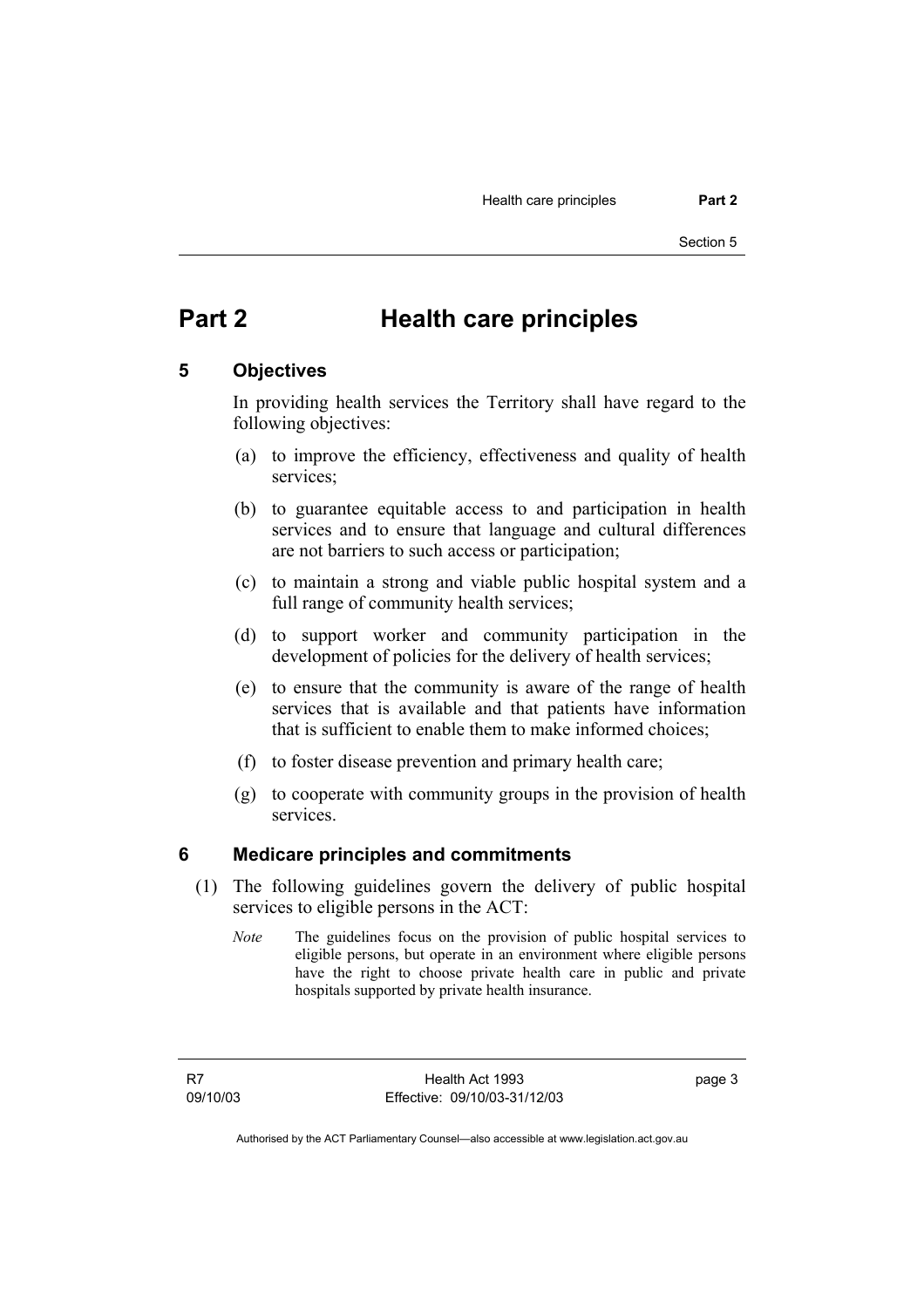# Part 2 Health care principles

## 5 Objectives

In providing health services the Territory shall have regard to the following objectives:

(a) to improve the efficiency, effectiveness and quality of health services;

(b) to guarantee equitable access to and participation in health services and to ensure that language and cultural differences are not barriers to such access or participation;

(c) to maintain a strong and viable public hospital system and a full range of community health services;

(d) to support worker and community participation in the development of policies for the delivery of health services;

(e) to ensure that the community is aware of the range of health services that is available and that patients have information that is sufficient to enable them to make informed choices;

(f) to foster disease prevention and primary health care;

(g) to cooperate with community groups in the provision of health services.

## 6 Medicare principles and commitments

(1) The following guidelines govern the delivery of public hospital services to eligible persons in the ACT:

*Note* The guidelines focus on the provision of public hospital services to eligible persons, but operate in an environment where eligible persons have the right to choose private health care in public and private hospitals supported by private health insurance.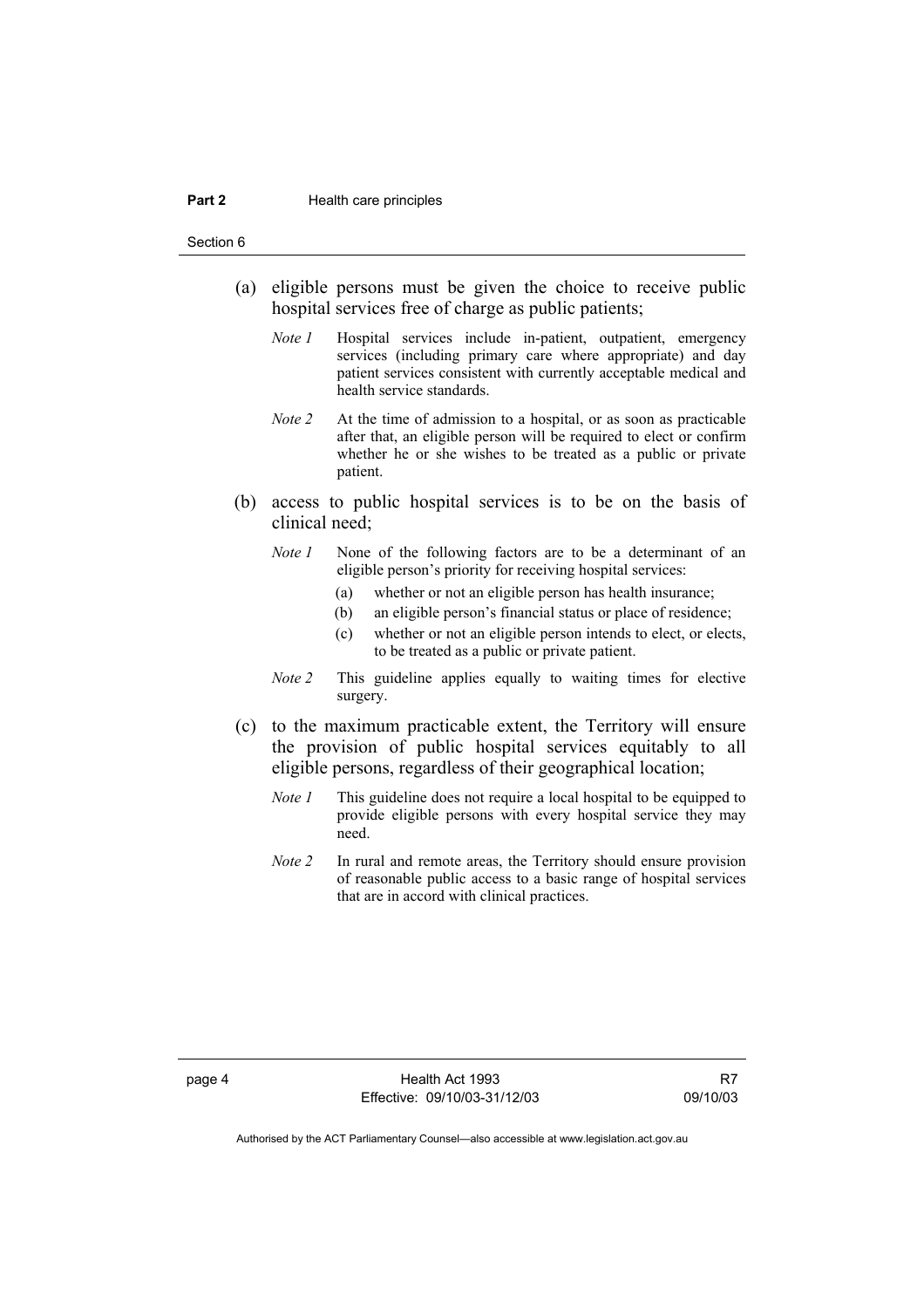(a) eligible persons must be given the choice to receive public hospital services free of charge as public patients;

*Note 1* Hospital services include in-patient, outpatient, emergency services (including primary care where appropriate) and day patient services consistent with currently acceptable medical and health service standards.

*Note 2* At the time of admission to a hospital, or as soon as practicable after that, an eligible person will be required to elect or confirm whether he or she wishes to be treated as a public or private patient.

(b) access to public hospital services is to be on the basis of clinical need;

*Note 1* None of the following factors are to be a determinant of an eligible person's priority for receiving hospital services:

(a) whether or not an eligible person has health insurance;

(b) an eligible person's financial status or place of residence;

(c) whether or not an eligible person intends to elect, or elects, to be treated as a public or private patient.

*Note 2* This guideline applies equally to waiting times for elective surgery.

(c) to the maximum practicable extent, the Territory will ensure the provision of public hospital services equitably to all eligible persons, regardless of their geographical location;

*Note 1* This guideline does not require a local hospital to be equipped to provide eligible persons with every hospital service they may need.

*Note 2* In rural and remote areas, the Territory should ensure provision of reasonable public access to a basic range of hospital services that are in accord with clinical practices.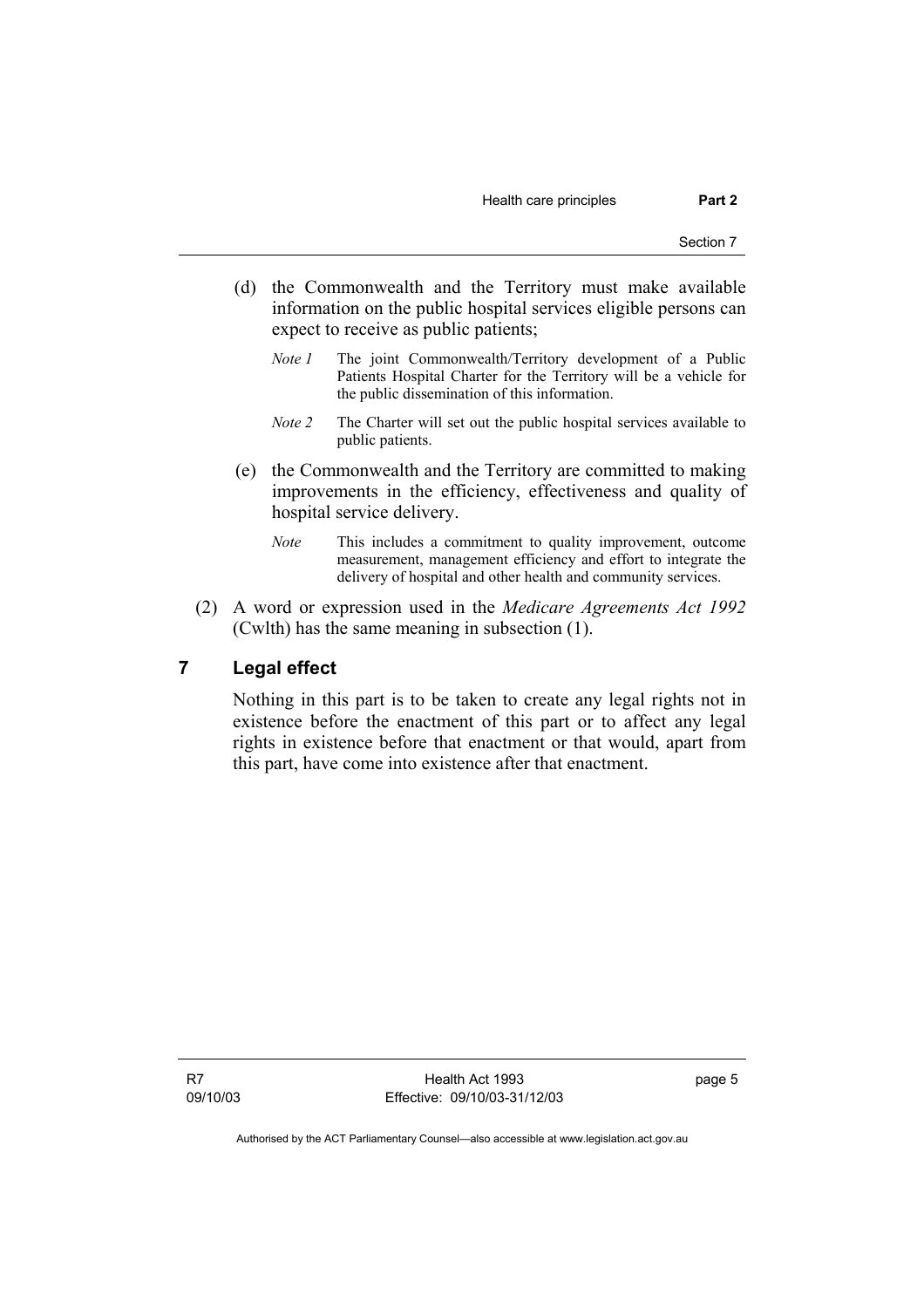(d) the Commonwealth and the Territory must make available information on the public hospital services eligible persons can expect to receive as public patients;

*Note 1* The joint Commonwealth/Territory development of a Public Patients Hospital Charter for the Territory will be a vehicle for the public dissemination of this information.

*Note 2* The Charter will set out the public hospital services available to public patients.

(e) the Commonwealth and the Territory are committed to making improvements in the efficiency, effectiveness and quality of hospital service delivery.

*Note* This includes a commitment to quality improvement, outcome measurement, management efficiency and effort to integrate the delivery of hospital and other health and community services.

(2) A word or expression used in the *Medicare Agreements Act 1992* (Cwlth) has the same meaning in subsection (1).

## 7 Legal effect

Nothing in this part is to be taken to create any legal rights not in existence before the enactment of this part or to affect any legal rights in existence before that enactment or that would, apart from this part, have come into existence after that enactment.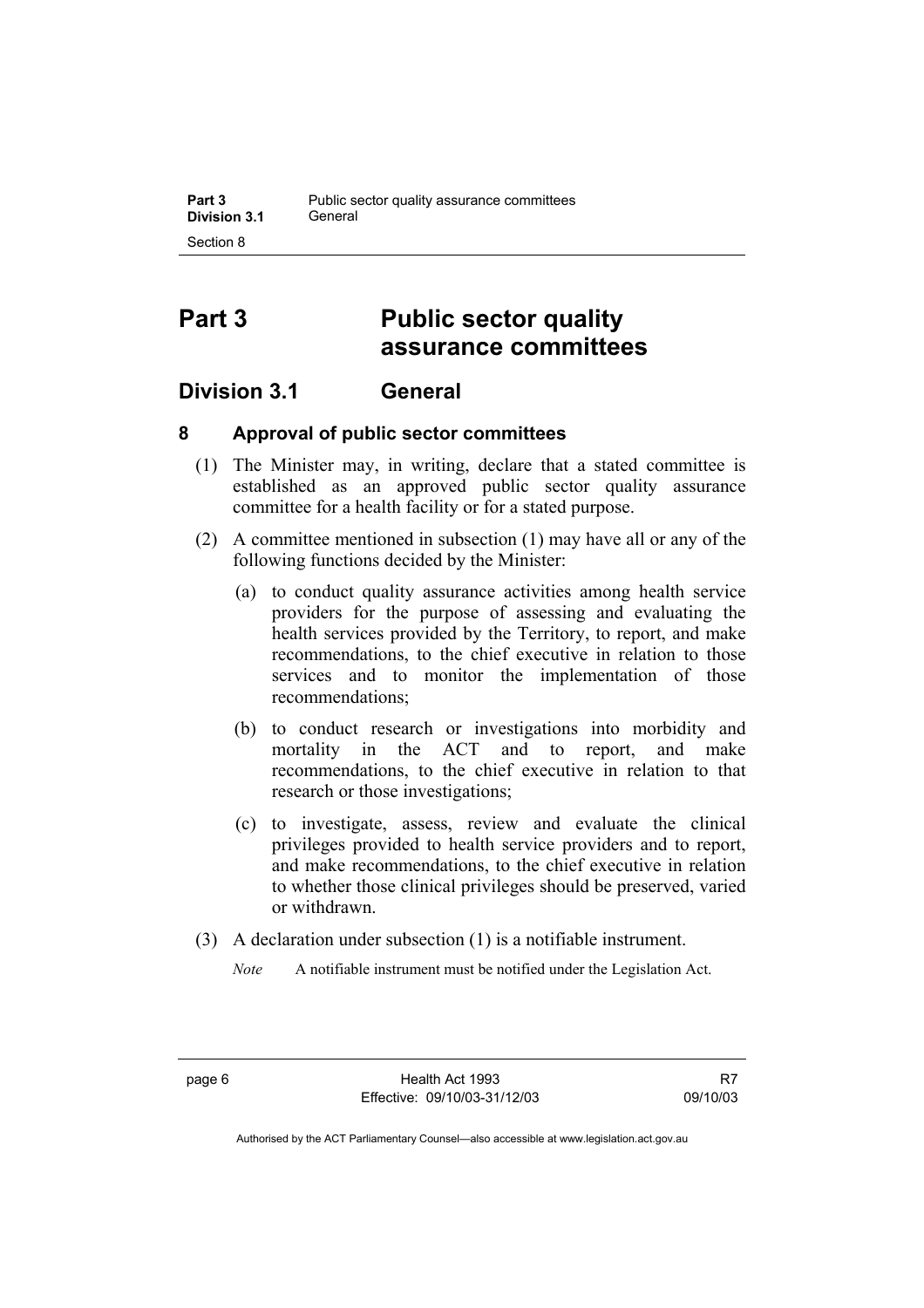# Part 3 Public sector quality assurance committees

## Division 3.1 General

### 8 Approval of public sector committees

(1) The Minister may, in writing, declare that a stated committee is established as an approved public sector quality assurance committee for a health facility or for a stated purpose.

(2) A committee mentioned in subsection (1) may have all or any of the following functions decided by the Minister:

(a) to conduct quality assurance activities among health service providers for the purpose of assessing and evaluating the health services provided by the Territory, to report, and make recommendations, to the chief executive in relation to those services and to monitor the implementation of those recommendations;

(b) to conduct research or investigations into morbidity and mortality in the ACT and to report, and make recommendations, to the chief executive in relation to that research or those investigations;

(c) to investigate, assess, review and evaluate the clinical privileges provided to health service providers and to report, and make recommendations, to the chief executive in relation to whether those clinical privileges should be preserved, varied or withdrawn.

(3) A declaration under subsection (1) is a notifiable instrument.

*Note* A notifiable instrument must be notified under the Legislation Act.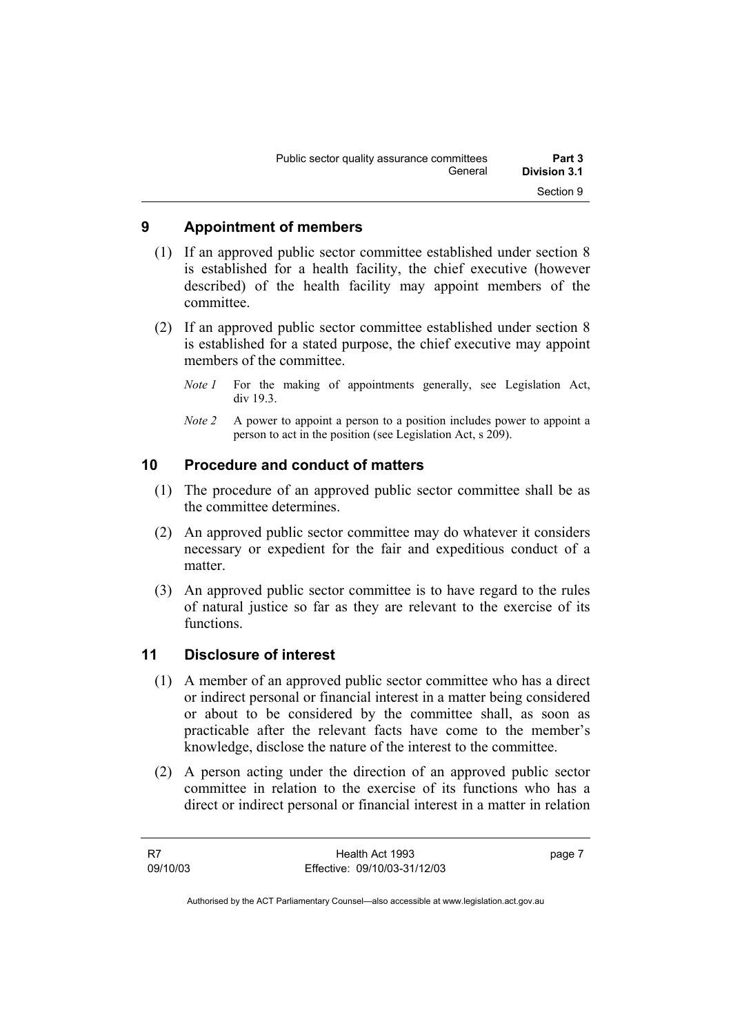## 9 Appointment of members

(1) If an approved public sector committee established under section 8 is established for a health facility, the chief executive (however described) of the health facility may appoint members of the committee.

(2) If an approved public sector committee established under section 8 is established for a stated purpose, the chief executive may appoint members of the committee.

*Note 1* For the making of appointments generally, see Legislation Act, div 19.3.

*Note 2* A power to appoint a person to a position includes power to appoint a person to act in the position (see Legislation Act, s 209).

## 10 Procedure and conduct of matters

(1) The procedure of an approved public sector committee shall be as the committee determines.

(2) An approved public sector committee may do whatever it considers necessary or expedient for the fair and expeditious conduct of a matter.

(3) An approved public sector committee is to have regard to the rules of natural justice so far as they are relevant to the exercise of its functions.

## 11 Disclosure of interest

(1) A member of an approved public sector committee who has a direct or indirect personal or financial interest in a matter being considered or about to be considered by the committee shall, as soon as practicable after the relevant facts have come to the member's knowledge, disclose the nature of the interest to the committee.

(2) A person acting under the direction of an approved public sector committee in relation to the exercise of its functions who has a direct or indirect personal or financial interest in a matter in relation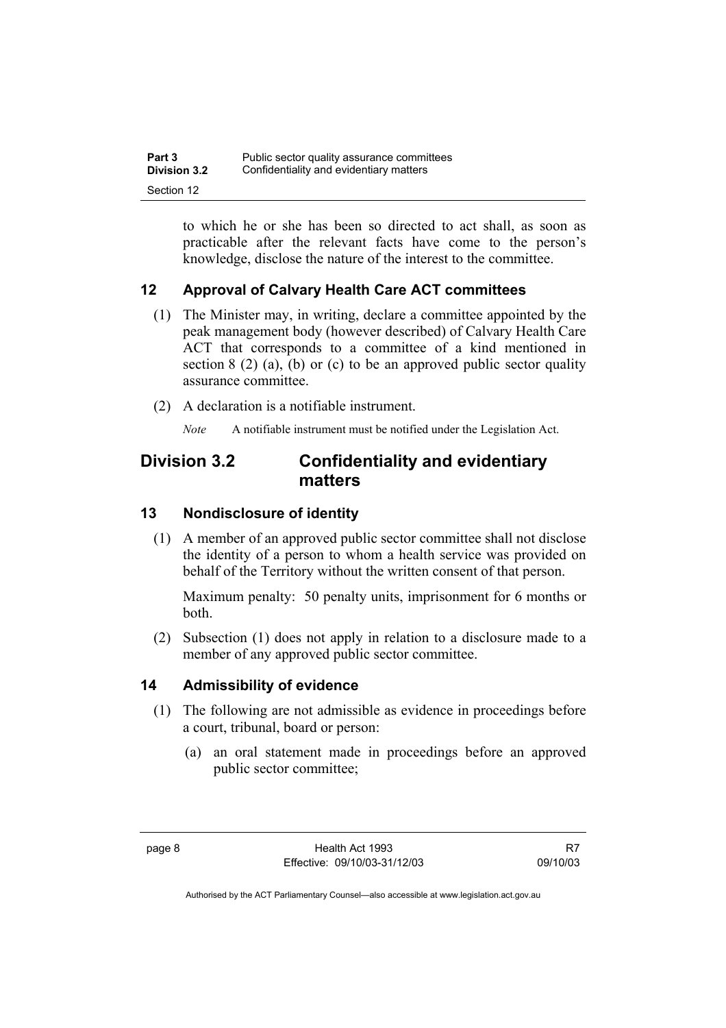to which he or she has been so directed to act shall, as soon as practicable after the relevant facts have come to the person's knowledge, disclose the nature of the interest to the committee.

### 12 Approval of Calvary Health Care ACT committees

(1) The Minister may, in writing, declare a committee appointed by the peak management body (however described) of Calvary Health Care ACT that corresponds to a committee of a kind mentioned in section 8 (2) (a), (b) or (c) to be an approved public sector quality assurance committee.

(2) A declaration is a notifiable instrument.

*Note* A notifiable instrument must be notified under the Legislation Act.

## Division 3.2 Confidentiality and evidentiary matters

### 13 Nondisclosure of identity

(1) A member of an approved public sector committee shall not disclose the identity of a person to whom a health service was provided on behalf of the Territory without the written consent of that person.

Maximum penalty: 50 penalty units, imprisonment for 6 months or both.

(2) Subsection (1) does not apply in relation to a disclosure made to a member of any approved public sector committee.

### 14 Admissibility of evidence

(1) The following are not admissible as evidence in proceedings before a court, tribunal, board or person:

(a) an oral statement made in proceedings before an approved public sector committee;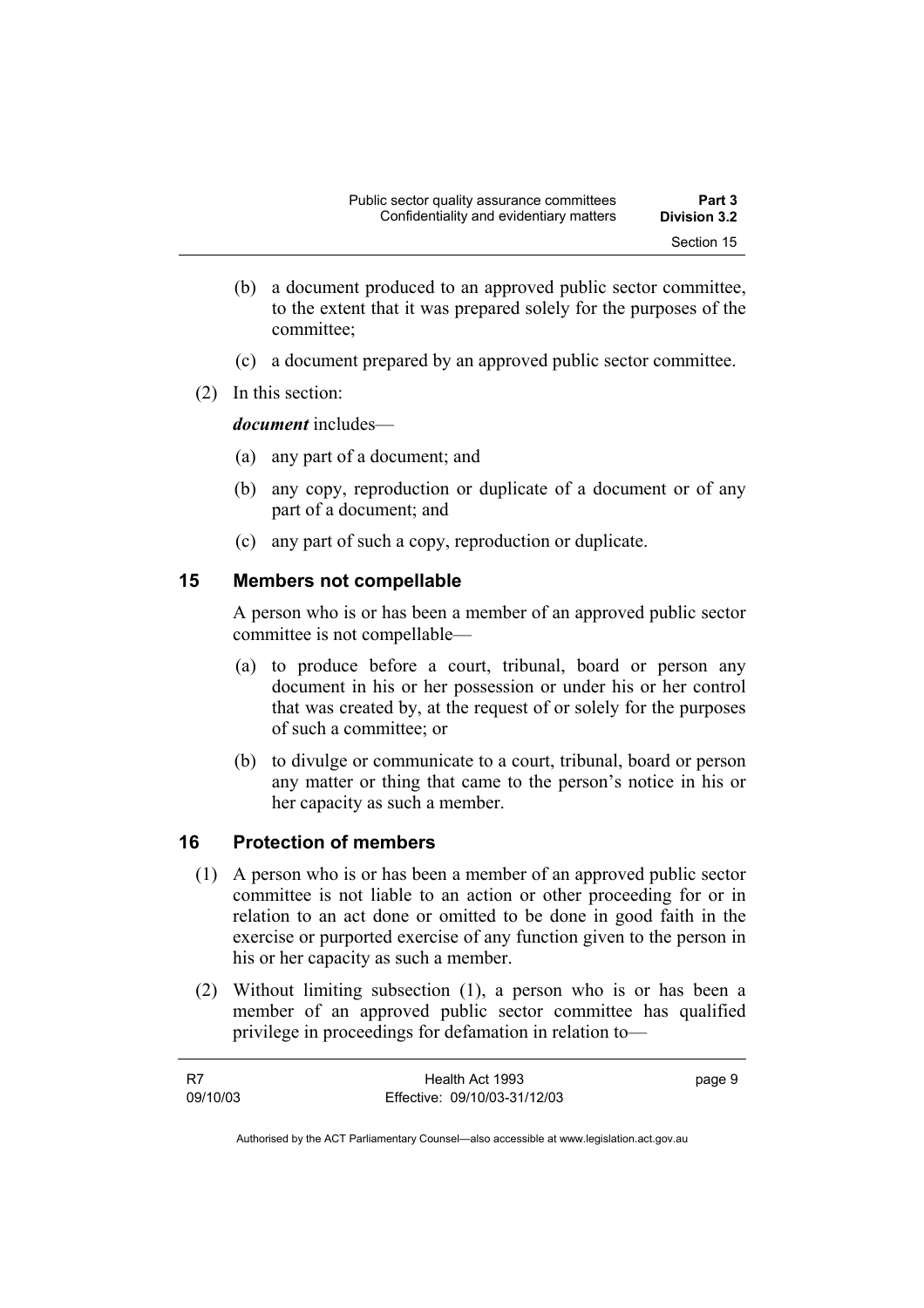(b) a document produced to an approved public sector committee, to the extent that it was prepared solely for the purposes of the committee;

(c) a document prepared by an approved public sector committee.

(2) In this section:

***document*** includes—

(a) any part of a document; and

(b) any copy, reproduction or duplicate of a document or of any part of a document; and

(c) any part of such a copy, reproduction or duplicate.

## 15 Members not compellable

A person who is or has been a member of an approved public sector committee is not compellable—

(a) to produce before a court, tribunal, board or person any document in his or her possession or under his or her control that was created by, at the request of or solely for the purposes of such a committee; or

(b) to divulge or communicate to a court, tribunal, board or person any matter or thing that came to the person's notice in his or her capacity as such a member.

## 16 Protection of members

(1) A person who is or has been a member of an approved public sector committee is not liable to an action or other proceeding for or in relation to an act done or omitted to be done in good faith in the exercise or purported exercise of any function given to the person in his or her capacity as such a member.

(2) Without limiting subsection (1), a person who is or has been a member of an approved public sector committee has qualified privilege in proceedings for defamation in relation to—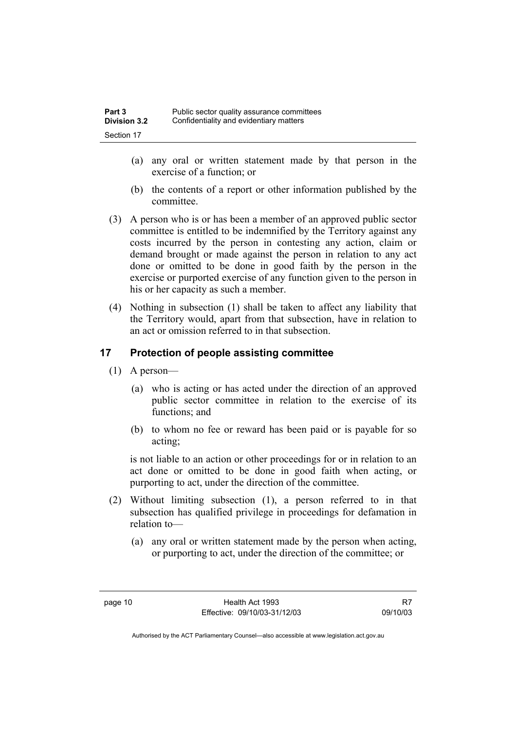(a) any oral or written statement made by that person in the exercise of a function; or

(b) the contents of a report or other information published by the committee.

(3) A person who is or has been a member of an approved public sector committee is entitled to be indemnified by the Territory against any costs incurred by the person in contesting any action, claim or demand brought or made against the person in relation to any act done or omitted to be done in good faith by the person in the exercise or purported exercise of any function given to the person in his or her capacity as such a member.

(4) Nothing in subsection (1) shall be taken to affect any liability that the Territory would, apart from that subsection, have in relation to an act or omission referred to in that subsection.

## 17 Protection of people assisting committee

(1) A person—

(a) who is acting or has acted under the direction of an approved public sector committee in relation to the exercise of its functions; and

(b) to whom no fee or reward has been paid or is payable for so acting;

is not liable to an action or other proceedings for or in relation to an act done or omitted to be done in good faith when acting, or purporting to act, under the direction of the committee.

(2) Without limiting subsection (1), a person referred to in that subsection has qualified privilege in proceedings for defamation in relation to—

(a) any oral or written statement made by the person when acting, or purporting to act, under the direction of the committee; or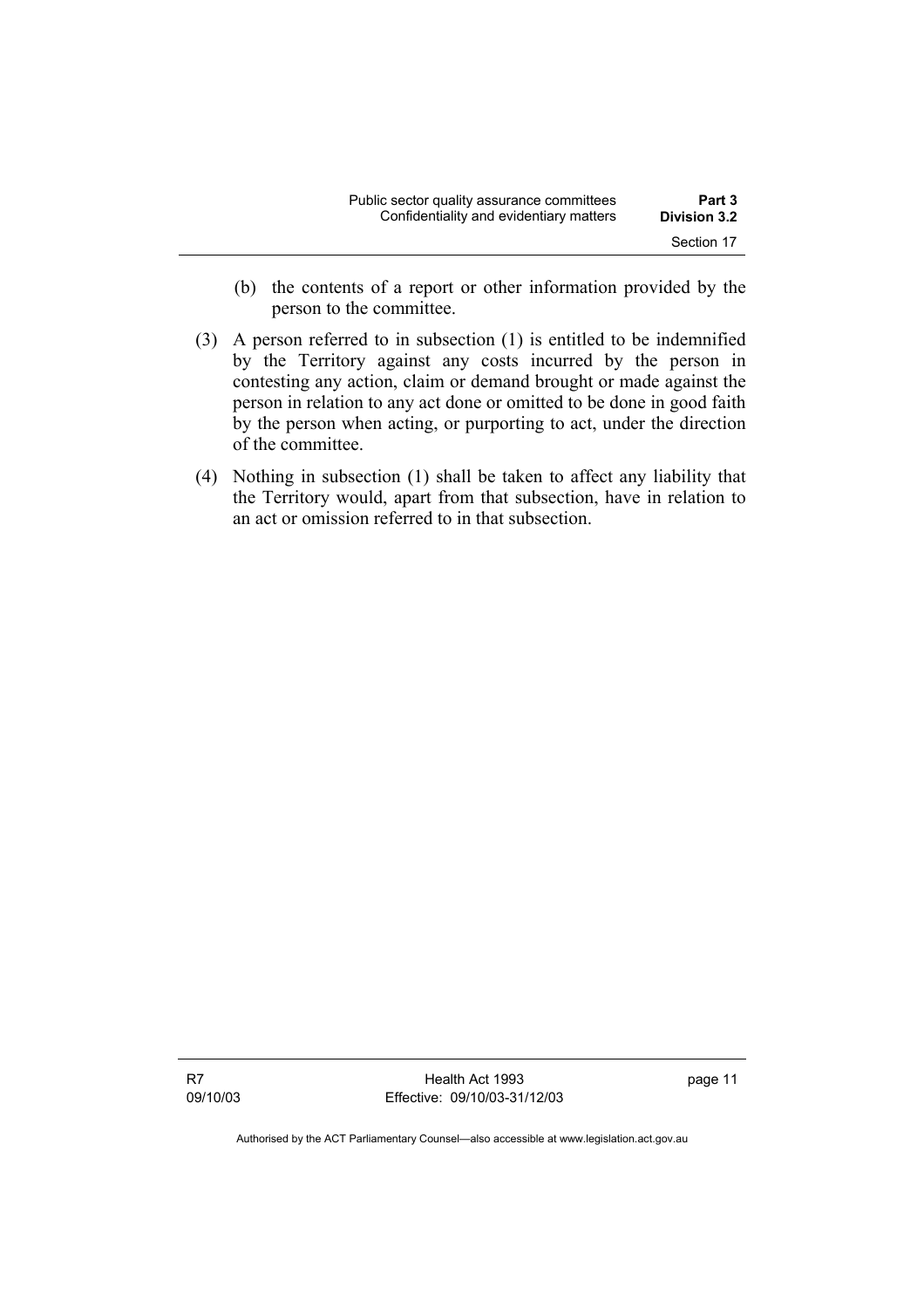(b) the contents of a report or other information provided by the person to the committee.

(3) A person referred to in subsection (1) is entitled to be indemnified by the Territory against any costs incurred by the person in contesting any action, claim or demand brought or made against the person in relation to any act done or omitted to be done in good faith by the person when acting, or purporting to act, under the direction of the committee.

(4) Nothing in subsection (1) shall be taken to affect any liability that the Territory would, apart from that subsection, have in relation to an act or omission referred to in that subsection.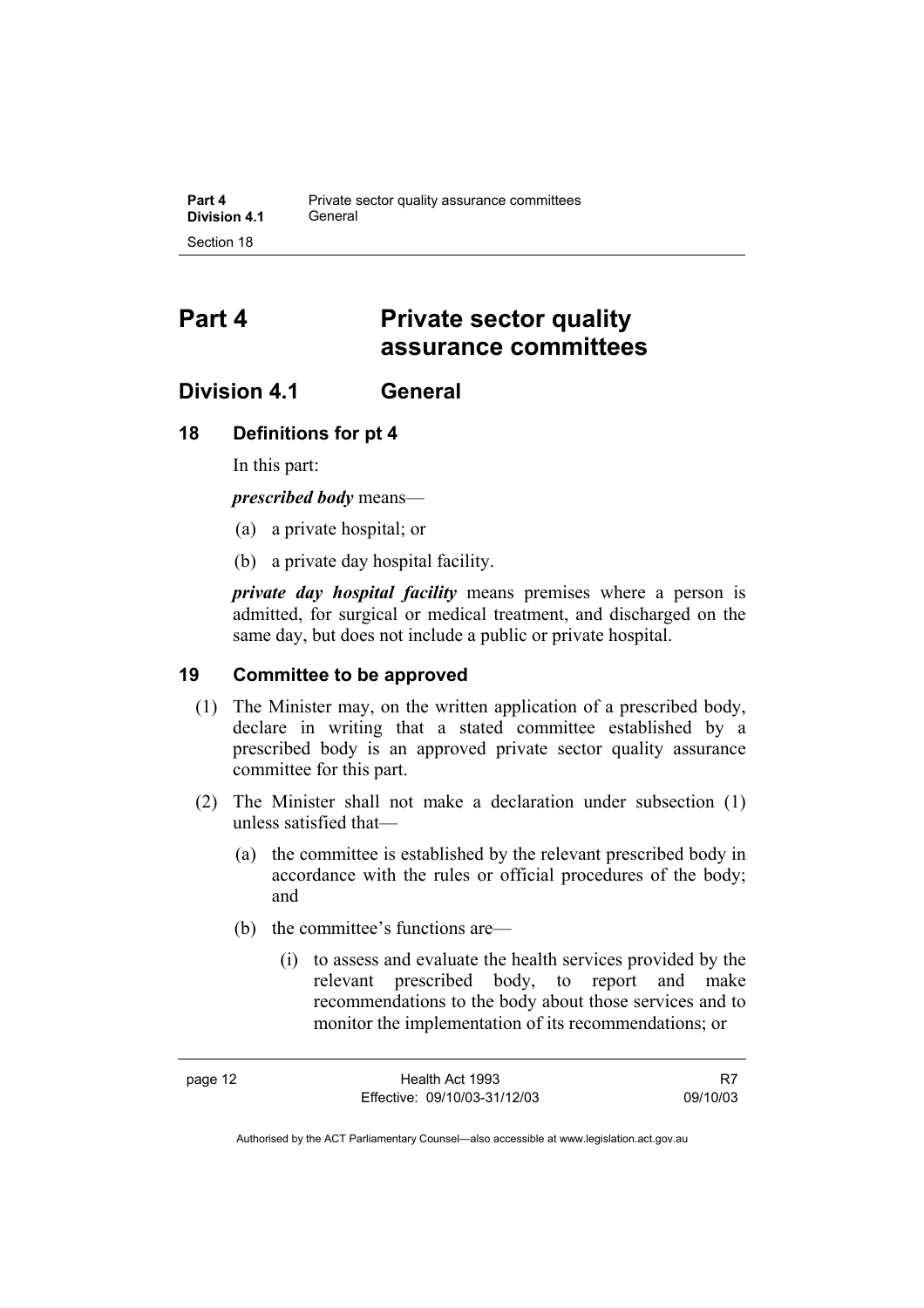# Part 4 Private sector quality assurance committees

## Division 4.1 General

### 18 Definitions for pt 4

In this part:

***prescribed body*** means—

(a) a private hospital; or

(b) a private day hospital facility.

***private day hospital facility*** means premises where a person is admitted, for surgical or medical treatment, and discharged on the same day, but does not include a public or private hospital.

### 19 Committee to be approved

(1) The Minister may, on the written application of a prescribed body, declare in writing that a stated committee established by a prescribed body is an approved private sector quality assurance committee for this part.

(2) The Minister shall not make a declaration under subsection (1) unless satisfied that—

(a) the committee is established by the relevant prescribed body in accordance with the rules or official procedures of the body; and

(b) the committee's functions are—

(i) to assess and evaluate the health services provided by the relevant prescribed body, to report and make recommendations to the body about those services and to monitor the implementation of its recommendations; or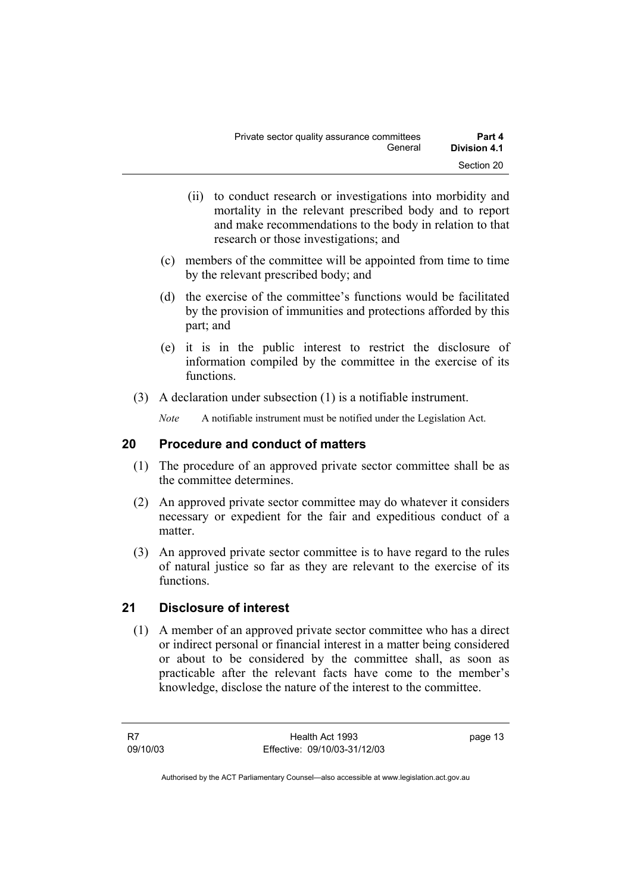(ii) to conduct research or investigations into morbidity and mortality in the relevant prescribed body and to report and make recommendations to the body in relation to that research or those investigations; and

(c) members of the committee will be appointed from time to time by the relevant prescribed body; and

(d) the exercise of the committee's functions would be facilitated by the provision of immunities and protections afforded by this part; and

(e) it is in the public interest to restrict the disclosure of information compiled by the committee in the exercise of its functions.

(3) A declaration under subsection (1) is a notifiable instrument.

*Note* A notifiable instrument must be notified under the Legislation Act.

## 20 Procedure and conduct of matters

(1) The procedure of an approved private sector committee shall be as the committee determines.

(2) An approved private sector committee may do whatever it considers necessary or expedient for the fair and expeditious conduct of a matter.

(3) An approved private sector committee is to have regard to the rules of natural justice so far as they are relevant to the exercise of its functions.

## 21 Disclosure of interest

(1) A member of an approved private sector committee who has a direct or indirect personal or financial interest in a matter being considered or about to be considered by the committee shall, as soon as practicable after the relevant facts have come to the member's knowledge, disclose the nature of the interest to the committee.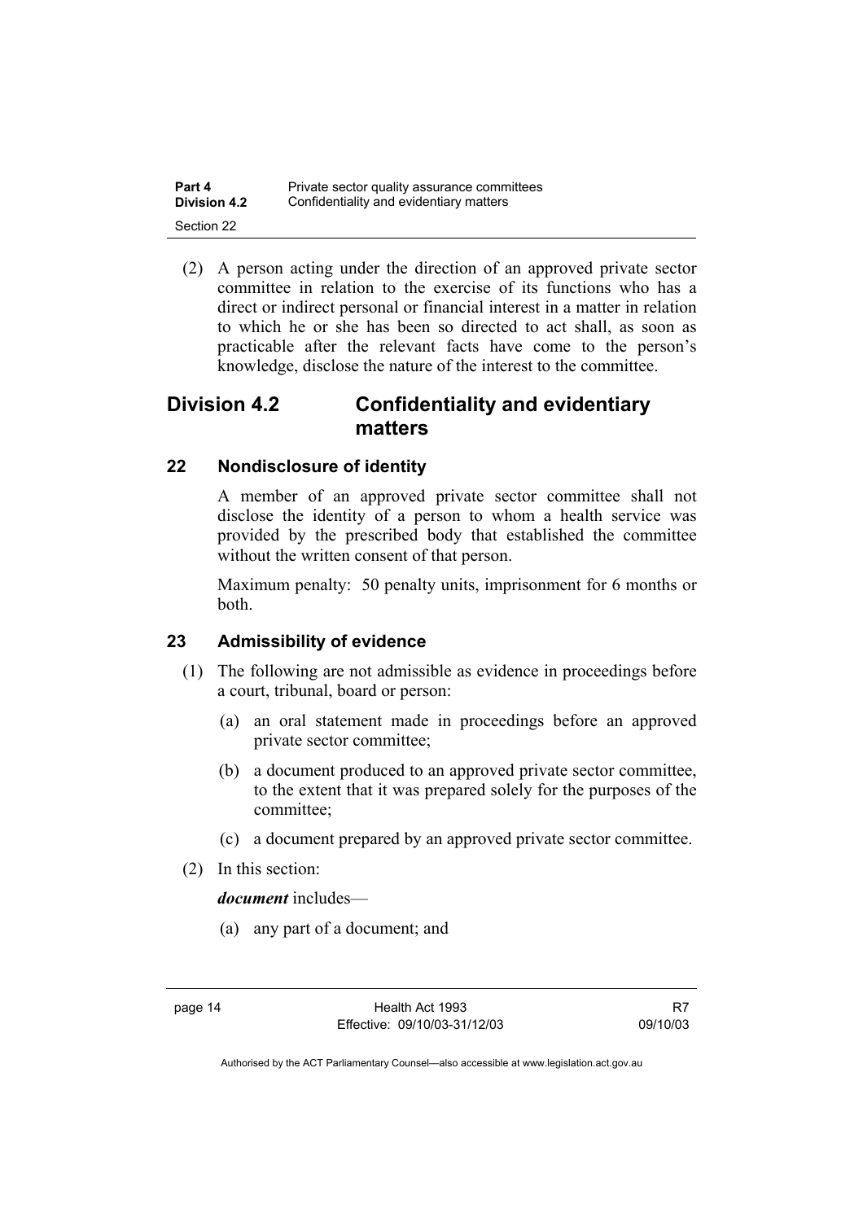(2) A person acting under the direction of an approved private sector committee in relation to the exercise of its functions who has a direct or indirect personal or financial interest in a matter in relation to which he or she has been so directed to act shall, as soon as practicable after the relevant facts have come to the person's knowledge, disclose the nature of the interest to the committee.

## Division 4.2 Confidentiality and evidentiary matters

### 22 Nondisclosure of identity

A member of an approved private sector committee shall not disclose the identity of a person to whom a health service was provided by the prescribed body that established the committee without the written consent of that person.

Maximum penalty: 50 penalty units, imprisonment for 6 months or both.

### 23 Admissibility of evidence

(1) The following are not admissible as evidence in proceedings before a court, tribunal, board or person:

(a) an oral statement made in proceedings before an approved private sector committee;

(b) a document produced to an approved private sector committee, to the extent that it was prepared solely for the purposes of the committee;

(c) a document prepared by an approved private sector committee.

(2) In this section:

***document*** includes—

(a) any part of a document; and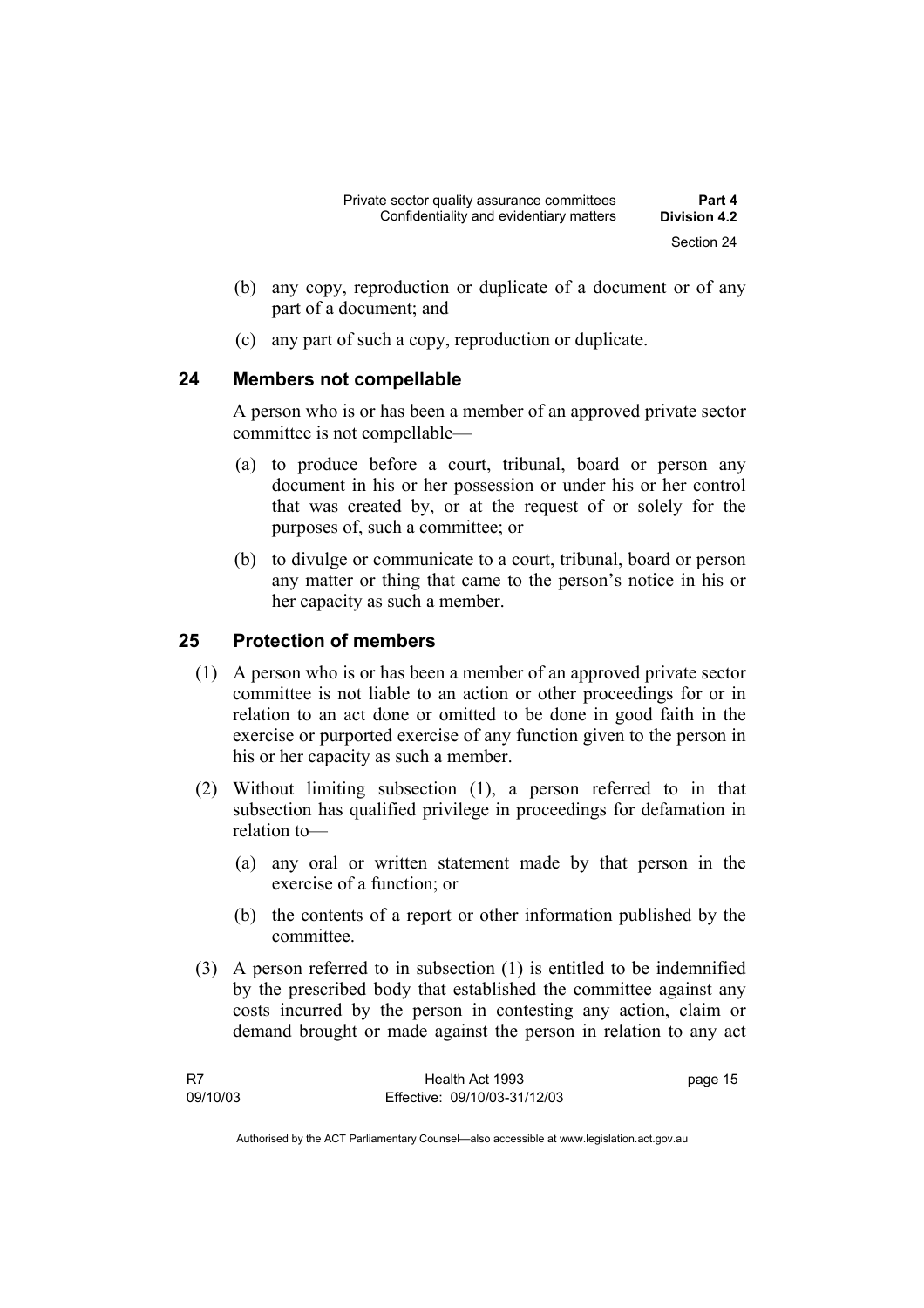(b) any copy, reproduction or duplicate of a document or of any part of a document; and

(c) any part of such a copy, reproduction or duplicate.

## 24 Members not compellable

A person who is or has been a member of an approved private sector committee is not compellable—

(a) to produce before a court, tribunal, board or person any document in his or her possession or under his or her control that was created by, or at the request of or solely for the purposes of, such a committee; or

(b) to divulge or communicate to a court, tribunal, board or person any matter or thing that came to the person's notice in his or her capacity as such a member.

## 25 Protection of members

(1) A person who is or has been a member of an approved private sector committee is not liable to an action or other proceedings for or in relation to an act done or omitted to be done in good faith in the exercise or purported exercise of any function given to the person in his or her capacity as such a member.

(2) Without limiting subsection (1), a person referred to in that subsection has qualified privilege in proceedings for defamation in relation to—

(a) any oral or written statement made by that person in the exercise of a function; or

(b) the contents of a report or other information published by the committee.

(3) A person referred to in subsection (1) is entitled to be indemnified by the prescribed body that established the committee against any costs incurred by the person in contesting any action, claim or demand brought or made against the person in relation to any act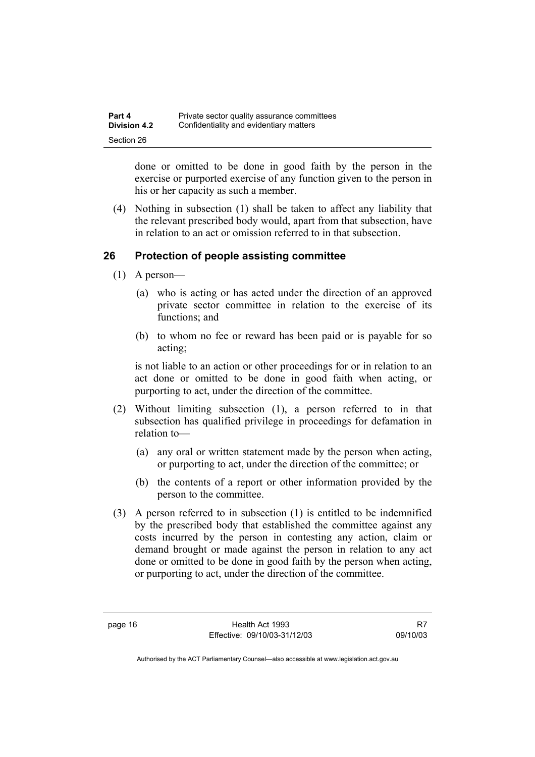done or omitted to be done in good faith by the person in the exercise or purported exercise of any function given to the person in his or her capacity as such a member.

(4) Nothing in subsection (1) shall be taken to affect any liability that the relevant prescribed body would, apart from that subsection, have in relation to an act or omission referred to in that subsection.

## 26 Protection of people assisting committee

(1) A person—

(a) who is acting or has acted under the direction of an approved private sector committee in relation to the exercise of its functions; and

(b) to whom no fee or reward has been paid or is payable for so acting;

is not liable to an action or other proceedings for or in relation to an act done or omitted to be done in good faith when acting, or purporting to act, under the direction of the committee.

(2) Without limiting subsection (1), a person referred to in that subsection has qualified privilege in proceedings for defamation in relation to—

(a) any oral or written statement made by the person when acting, or purporting to act, under the direction of the committee; or

(b) the contents of a report or other information provided by the person to the committee.

(3) A person referred to in subsection (1) is entitled to be indemnified by the prescribed body that established the committee against any costs incurred by the person in contesting any action, claim or demand brought or made against the person in relation to any act done or omitted to be done in good faith by the person when acting, or purporting to act, under the direction of the committee.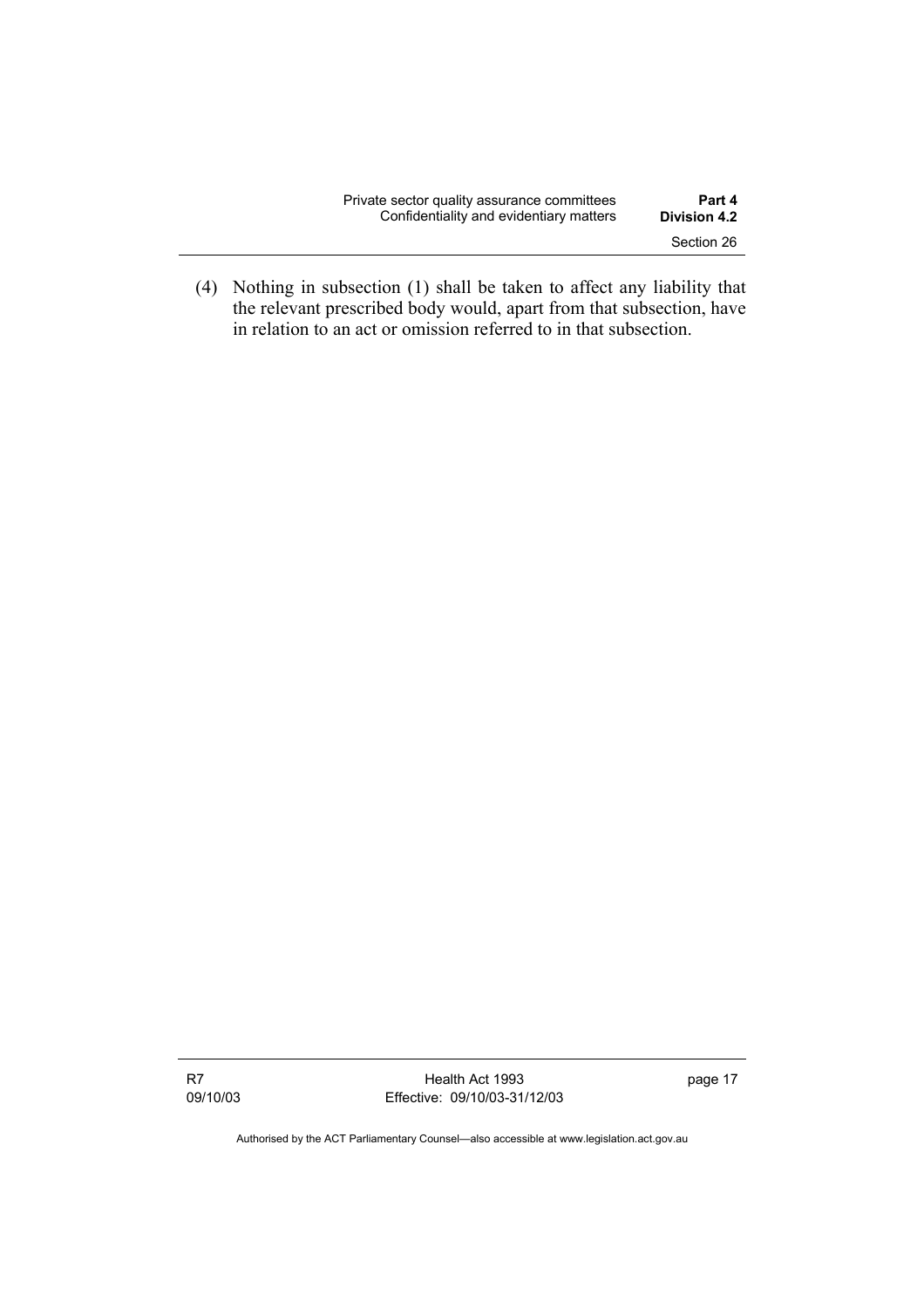(4) Nothing in subsection (1) shall be taken to affect any liability that the relevant prescribed body would, apart from that subsection, have in relation to an act or omission referred to in that subsection.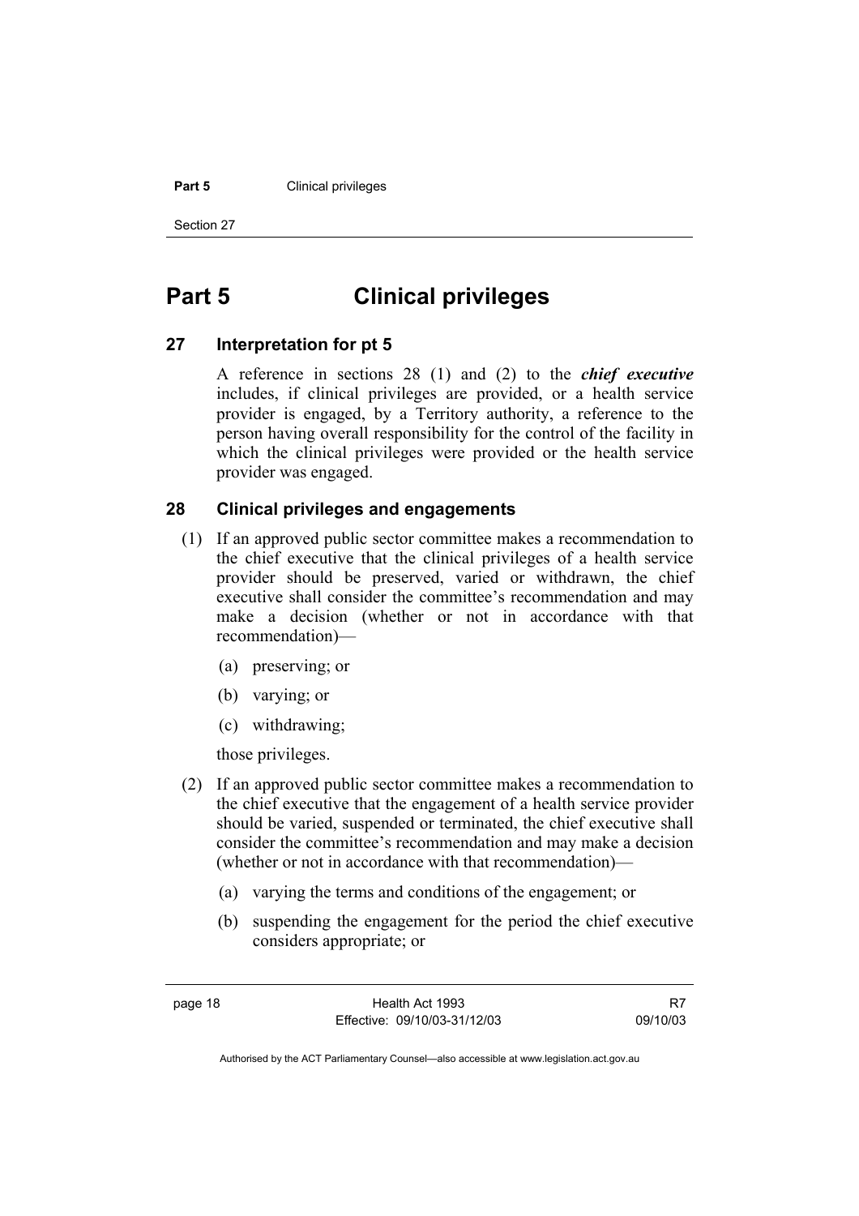# Part 5 Clinical privileges

## 27 Interpretation for pt 5

A reference in sections 28 (1) and (2) to the ***chief executive*** includes, if clinical privileges are provided, or a health service provider is engaged, by a Territory authority, a reference to the person having overall responsibility for the control of the facility in which the clinical privileges were provided or the health service provider was engaged.

## 28 Clinical privileges and engagements

(1) If an approved public sector committee makes a recommendation to the chief executive that the clinical privileges of a health service provider should be preserved, varied or withdrawn, the chief executive shall consider the committee's recommendation and may make a decision (whether or not in accordance with that recommendation)—

(a) preserving; or

(b) varying; or

(c) withdrawing;

those privileges.

(2) If an approved public sector committee makes a recommendation to the chief executive that the engagement of a health service provider should be varied, suspended or terminated, the chief executive shall consider the committee's recommendation and may make a decision (whether or not in accordance with that recommendation)—

(a) varying the terms and conditions of the engagement; or

(b) suspending the engagement for the period the chief executive considers appropriate; or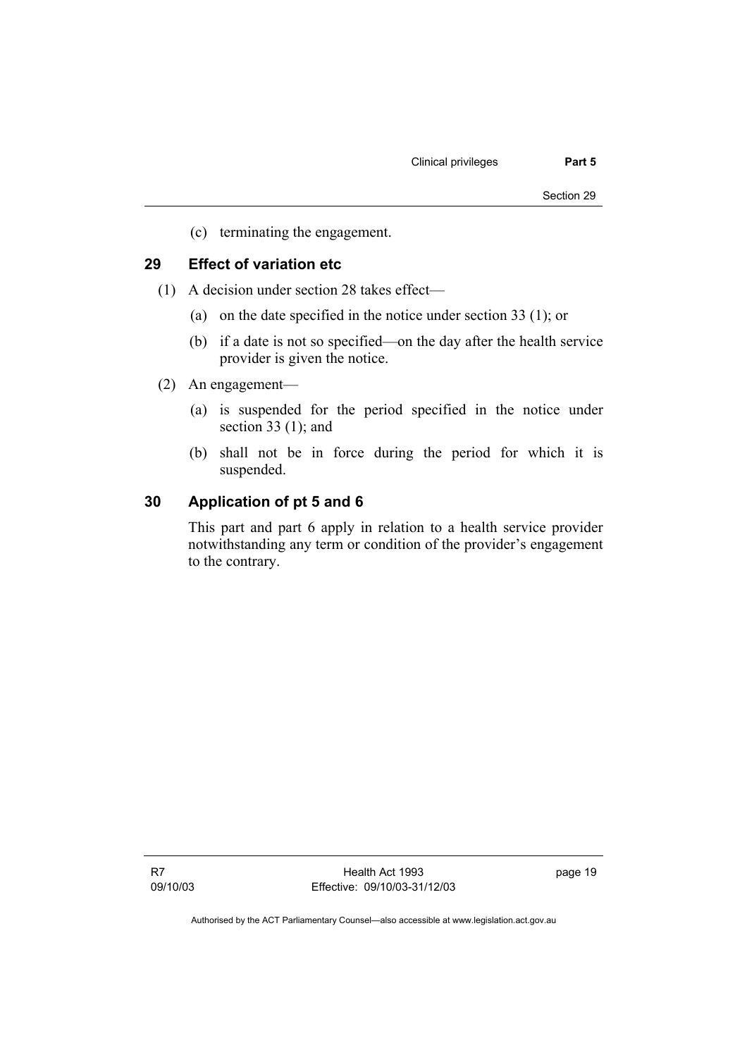(c) terminating the engagement.

## 29 Effect of variation etc

(1) A decision under section 28 takes effect—

(a) on the date specified in the notice under section 33 (1); or

(b) if a date is not so specified—on the day after the health service provider is given the notice.

(2) An engagement—

(a) is suspended for the period specified in the notice under section 33 (1); and

(b) shall not be in force during the period for which it is suspended.

## 30 Application of pt 5 and 6

This part and part 6 apply in relation to a health service provider notwithstanding any term or condition of the provider's engagement to the contrary.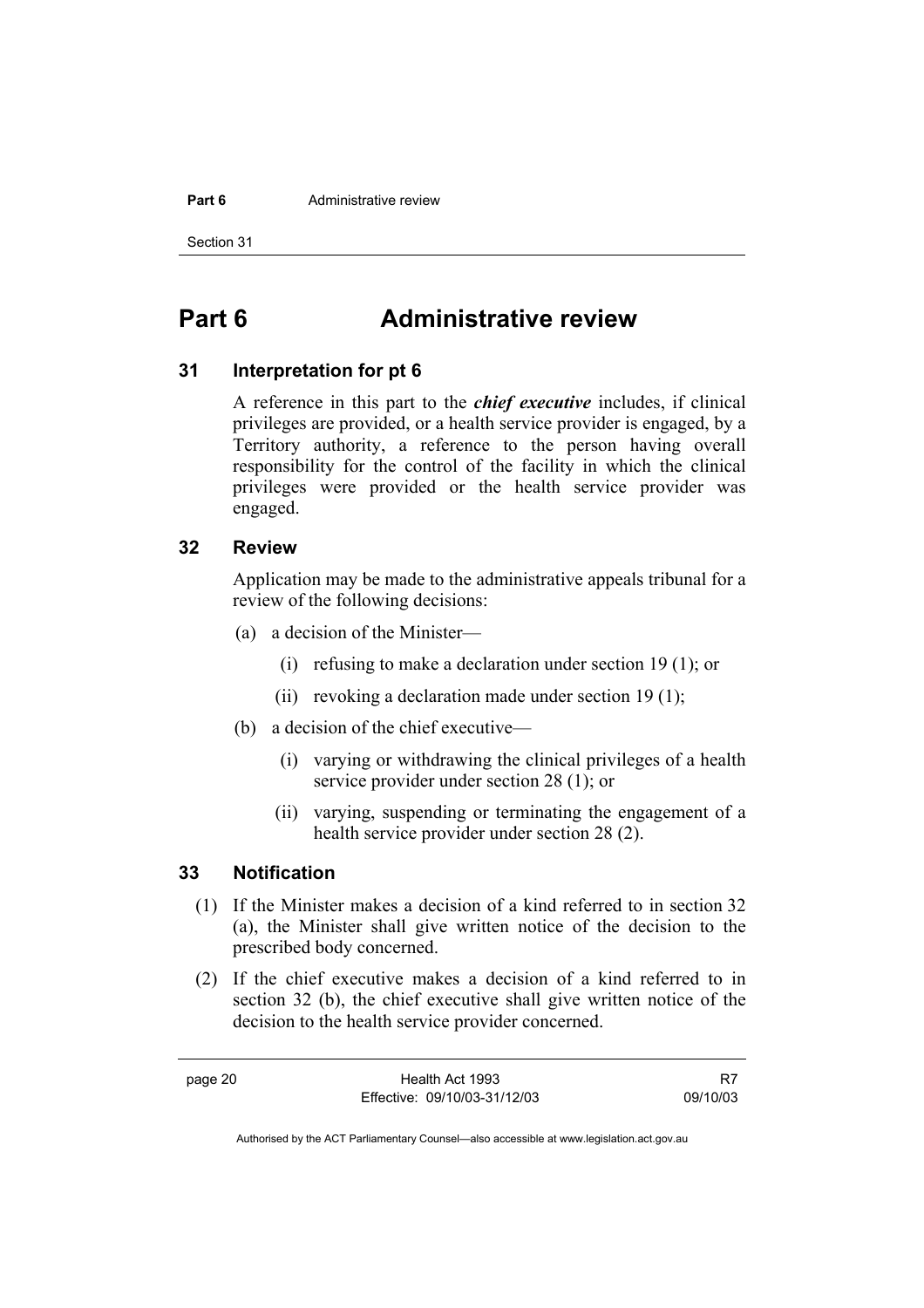# Part 6 Administrative review

## 31 Interpretation for pt 6

A reference in this part to the ***chief executive*** includes, if clinical privileges are provided, or a health service provider is engaged, by a Territory authority, a reference to the person having overall responsibility for the control of the facility in which the clinical privileges were provided or the health service provider was engaged.

## 32 Review

Application may be made to the administrative appeals tribunal for a review of the following decisions:

(a) a decision of the Minister—

(i) refusing to make a declaration under section 19 (1); or

(ii) revoking a declaration made under section 19 (1);

(b) a decision of the chief executive—

(i) varying or withdrawing the clinical privileges of a health service provider under section 28 (1); or

(ii) varying, suspending or terminating the engagement of a health service provider under section 28 (2).

## 33 Notification

(1) If the Minister makes a decision of a kind referred to in section 32 (a), the Minister shall give written notice of the decision to the prescribed body concerned.

(2) If the chief executive makes a decision of a kind referred to in section 32 (b), the chief executive shall give written notice of the decision to the health service provider concerned.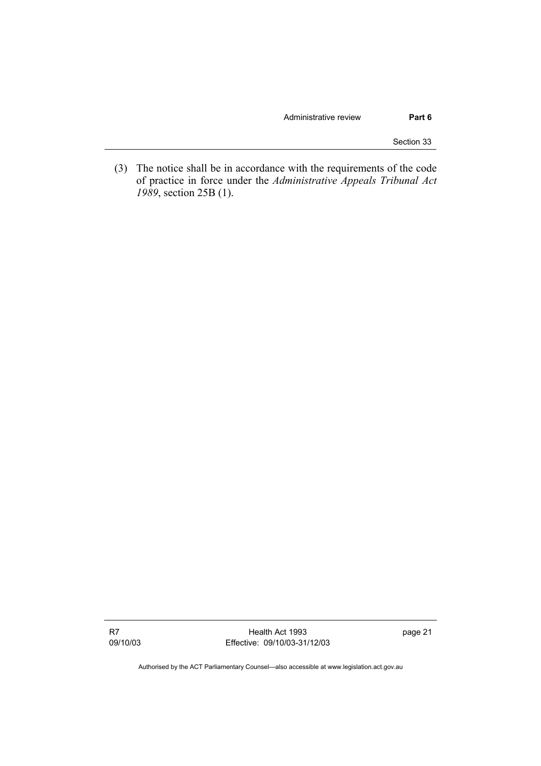(3) The notice shall be in accordance with the requirements of the code of practice in force under the *Administrative Appeals Tribunal Act 1989*, section 25B (1).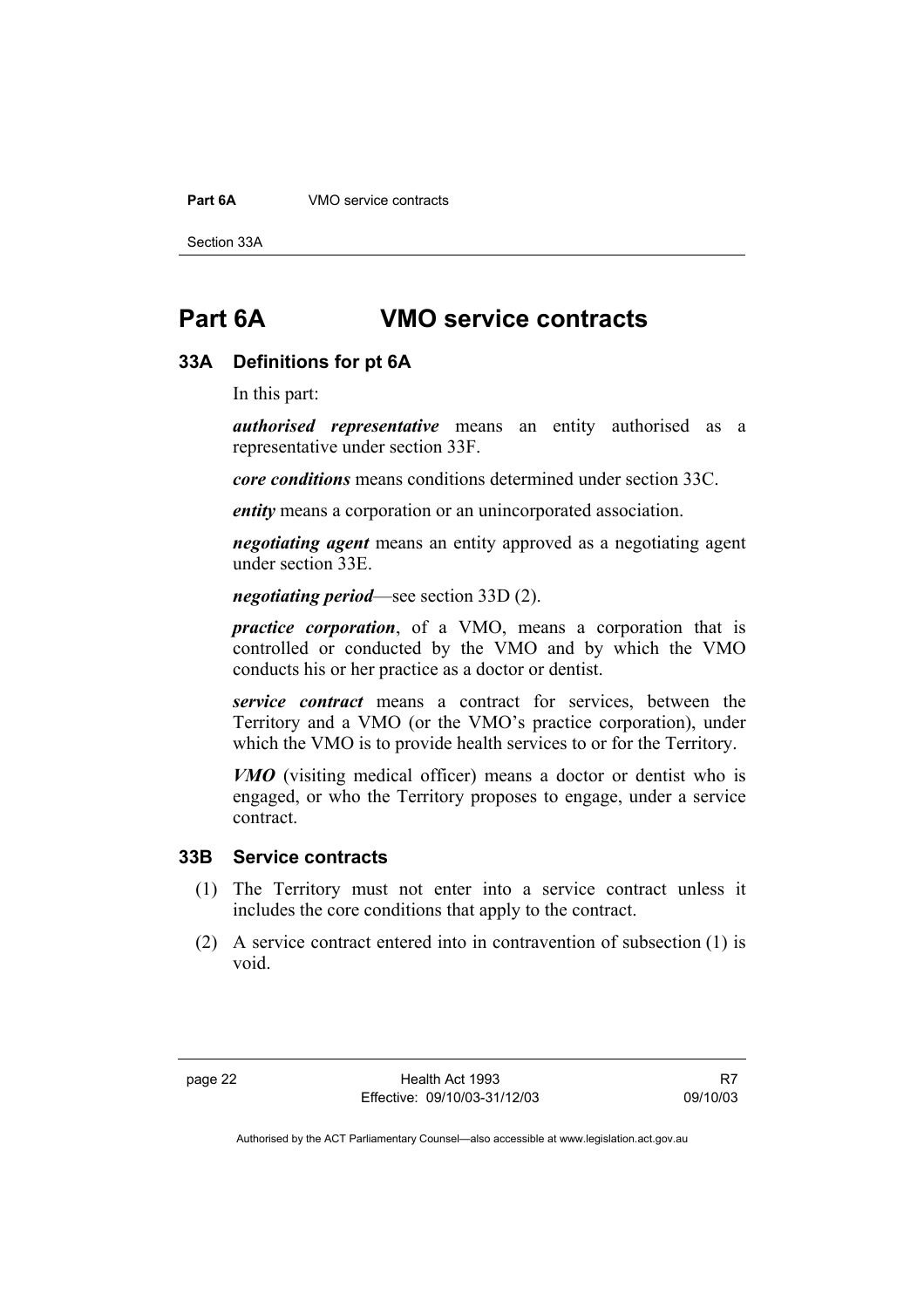# Part 6A VMO service contracts

## 33A Definitions for pt 6A

In this part:

***authorised representative*** means an entity authorised as a representative under section 33F.

***core conditions*** means conditions determined under section 33C.

***entity*** means a corporation or an unincorporated association.

***negotiating agent*** means an entity approved as a negotiating agent under section 33E.

***negotiating period***—see section 33D (2).

***practice corporation***, of a VMO, means a corporation that is controlled or conducted by the VMO and by which the VMO conducts his or her practice as a doctor or dentist.

***service contract*** means a contract for services, between the Territory and a VMO (or the VMO's practice corporation), under which the VMO is to provide health services to or for the Territory.

***VMO*** (visiting medical officer) means a doctor or dentist who is engaged, or who the Territory proposes to engage, under a service contract.

## 33B Service contracts

(1) The Territory must not enter into a service contract unless it includes the core conditions that apply to the contract.

(2) A service contract entered into in contravention of subsection (1) is void.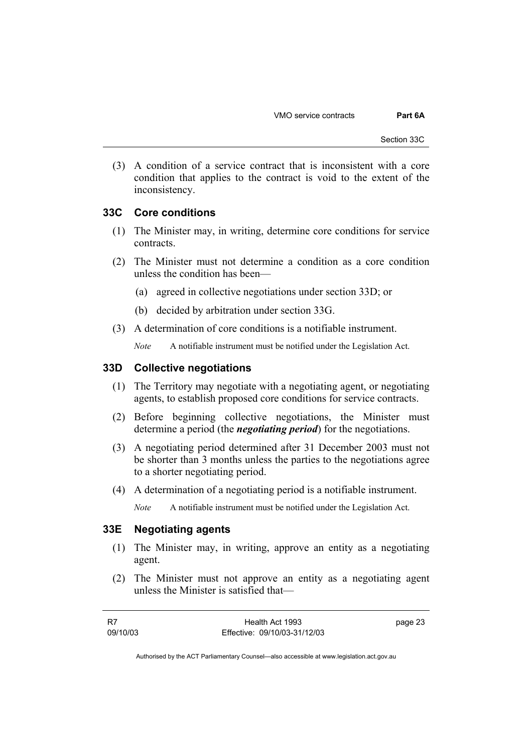(3) A condition of a service contract that is inconsistent with a core condition that applies to the contract is void to the extent of the inconsistency.

### 33C Core conditions

(1) The Minister may, in writing, determine core conditions for service contracts.

(2) The Minister must not determine a condition as a core condition unless the condition has been—

(a) agreed in collective negotiations under section 33D; or

(b) decided by arbitration under section 33G.

(3) A determination of core conditions is a notifiable instrument.

*Note* A notifiable instrument must be notified under the Legislation Act.

### 33D Collective negotiations

(1) The Territory may negotiate with a negotiating agent, or negotiating agents, to establish proposed core conditions for service contracts.

(2) Before beginning collective negotiations, the Minister must determine a period (the ***negotiating period***) for the negotiations.

(3) A negotiating period determined after 31 December 2003 must not be shorter than 3 months unless the parties to the negotiations agree to a shorter negotiating period.

(4) A determination of a negotiating period is a notifiable instrument.

*Note* A notifiable instrument must be notified under the Legislation Act.

### 33E Negotiating agents

(1) The Minister may, in writing, approve an entity as a negotiating agent.

(2) The Minister must not approve an entity as a negotiating agent unless the Minister is satisfied that—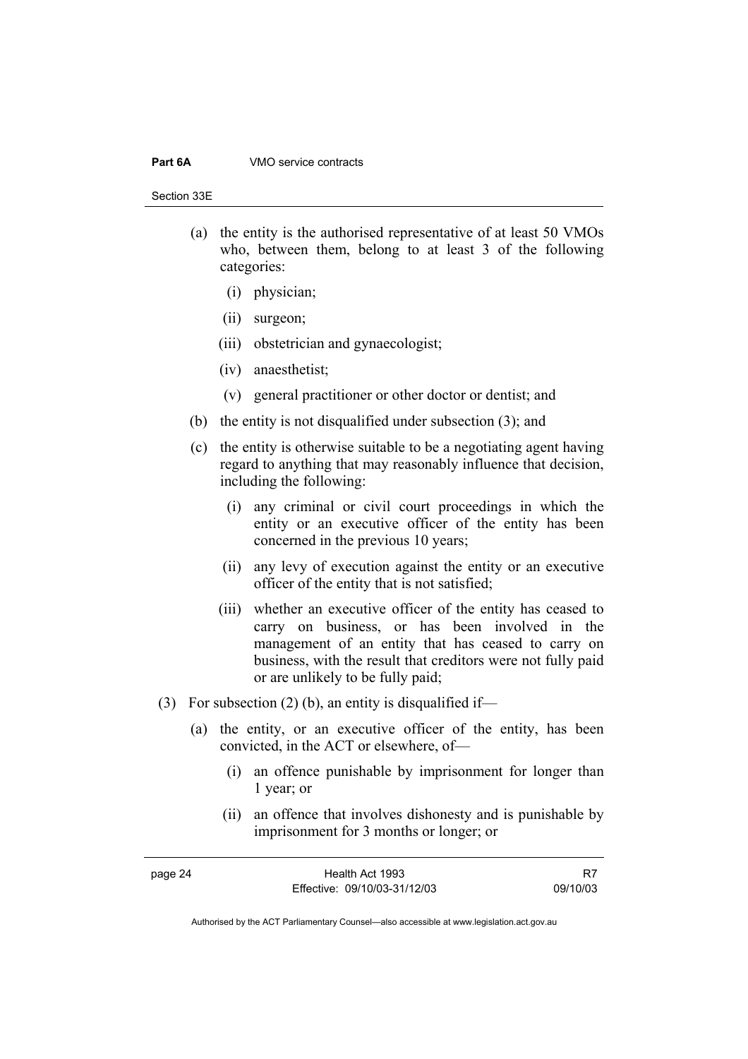(a) the entity is the authorised representative of at least 50 VMOs who, between them, belong to at least 3 of the following categories:

  (i) physician;

  (ii) surgeon;

  (iii) obstetrician and gynaecologist;

  (iv) anaesthetist;

  (v) general practitioner or other doctor or dentist; and

(b) the entity is not disqualified under subsection (3); and

(c) the entity is otherwise suitable to be a negotiating agent having regard to anything that may reasonably influence that decision, including the following:

  (i) any criminal or civil court proceedings in which the entity or an executive officer of the entity has been concerned in the previous 10 years;

  (ii) any levy of execution against the entity or an executive officer of the entity that is not satisfied;

  (iii) whether an executive officer of the entity has ceased to carry on business, or has been involved in the management of an entity that has ceased to carry on business, with the result that creditors were not fully paid or are unlikely to be fully paid;

(3) For subsection (2) (b), an entity is disqualified if—

(a) the entity, or an executive officer of the entity, has been convicted, in the ACT or elsewhere, of—

  (i) an offence punishable by imprisonment for longer than 1 year; or

  (ii) an offence that involves dishonesty and is punishable by imprisonment for 3 months or longer; or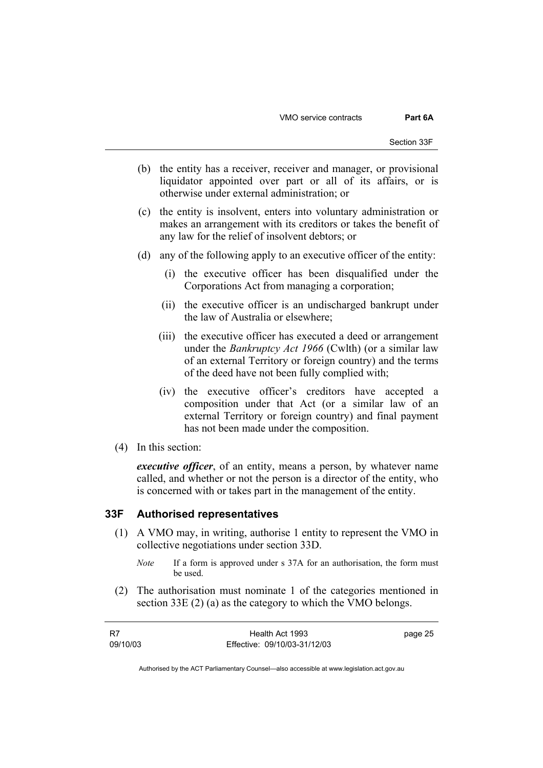(b) the entity has a receiver, receiver and manager, or provisional liquidator appointed over part or all of its affairs, or is otherwise under external administration; or

(c) the entity is insolvent, enters into voluntary administration or makes an arrangement with its creditors or takes the benefit of any law for the relief of insolvent debtors; or

(d) any of the following apply to an executive officer of the entity:

   (i) the executive officer has been disqualified under the Corporations Act from managing a corporation;

   (ii) the executive officer is an undischarged bankrupt under the law of Australia or elsewhere;

   (iii) the executive officer has executed a deed or arrangement under the *Bankruptcy Act 1966* (Cwlth) (or a similar law of an external Territory or foreign country) and the terms of the deed have not been fully complied with;

   (iv) the executive officer's creditors have accepted a composition under that Act (or a similar law of an external Territory or foreign country) and final payment has not been made under the composition.

(4) In this section:

***executive officer***, of an entity, means a person, by whatever name called, and whether or not the person is a director of the entity, who is concerned with or takes part in the management of the entity.

## 33F Authorised representatives

(1) A VMO may, in writing, authorise 1 entity to represent the VMO in collective negotiations under section 33D.

*Note* If a form is approved under s 37A for an authorisation, the form must be used.

(2) The authorisation must nominate 1 of the categories mentioned in section 33E (2) (a) as the category to which the VMO belongs.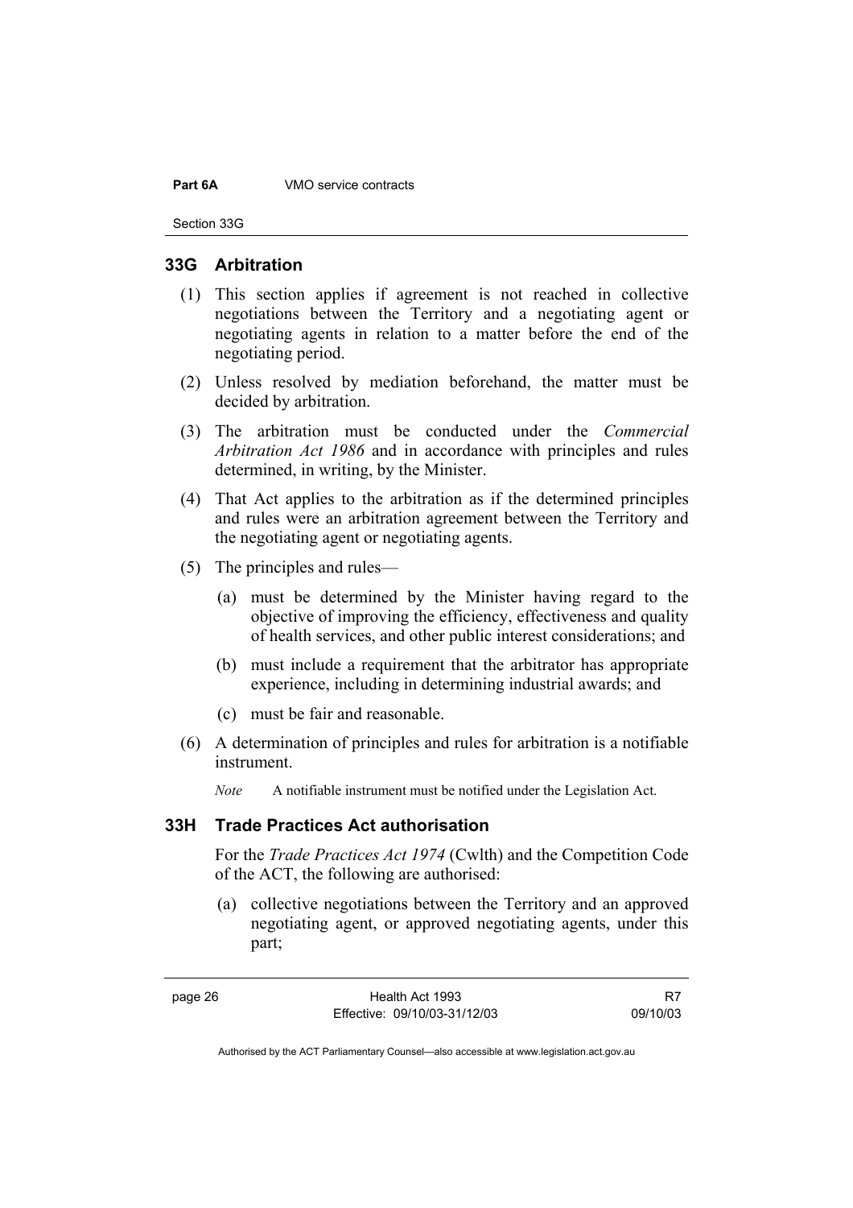## 33G Arbitration

(1) This section applies if agreement is not reached in collective negotiations between the Territory and a negotiating agent or negotiating agents in relation to a matter before the end of the negotiating period.

(2) Unless resolved by mediation beforehand, the matter must be decided by arbitration.

(3) The arbitration must be conducted under the *Commercial Arbitration Act 1986* and in accordance with principles and rules determined, in writing, by the Minister.

(4) That Act applies to the arbitration as if the determined principles and rules were an arbitration agreement between the Territory and the negotiating agent or negotiating agents.

(5) The principles and rules—

   (a) must be determined by the Minister having regard to the objective of improving the efficiency, effectiveness and quality of health services, and other public interest considerations; and

   (b) must include a requirement that the arbitrator has appropriate experience, including in determining industrial awards; and

   (c) must be fair and reasonable.

(6) A determination of principles and rules for arbitration is a notifiable instrument.

*Note* A notifiable instrument must be notified under the Legislation Act.

## 33H Trade Practices Act authorisation

For the *Trade Practices Act 1974* (Cwlth) and the Competition Code of the ACT, the following are authorised:

   (a) collective negotiations between the Territory and an approved negotiating agent, or approved negotiating agents, under this part;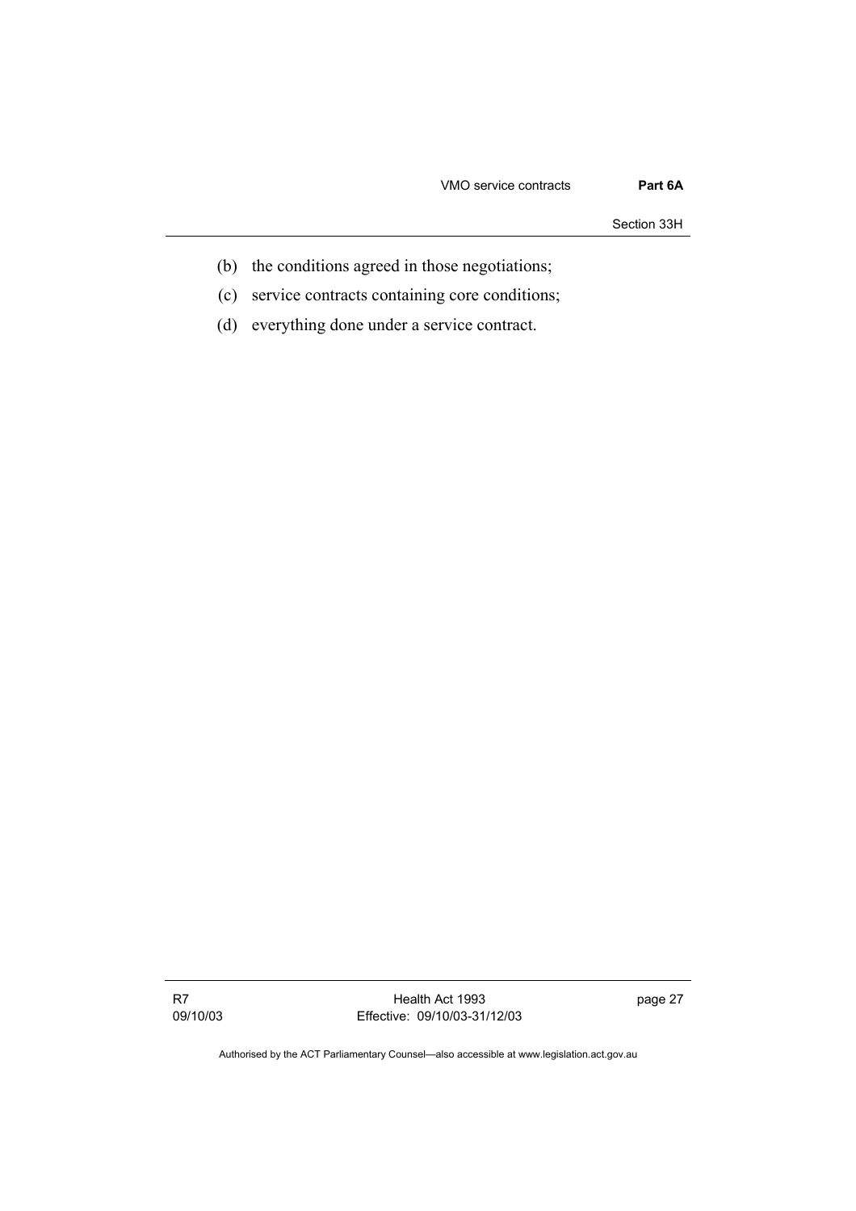(b) the conditions agreed in those negotiations;

(c) service contracts containing core conditions;

(d) everything done under a service contract.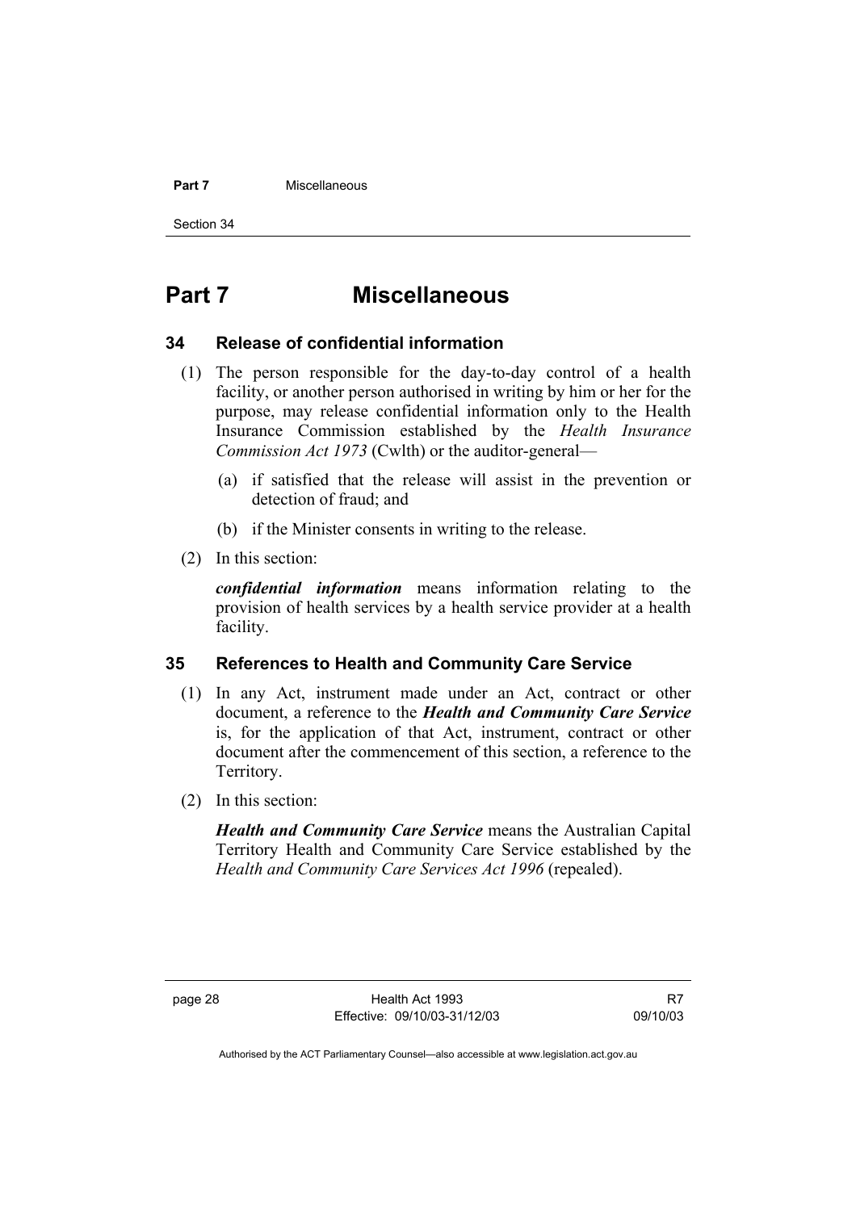# Part 7 Miscellaneous

## 34 Release of confidential information

(1) The person responsible for the day-to-day control of a health facility, or another person authorised in writing by him or her for the purpose, may release confidential information only to the Health Insurance Commission established by the *Health Insurance Commission Act 1973* (Cwlth) or the auditor-general—

(a) if satisfied that the release will assist in the prevention or detection of fraud; and

(b) if the Minister consents in writing to the release.

(2) In this section:

***confidential information*** means information relating to the provision of health services by a health service provider at a health facility.

## 35 References to Health and Community Care Service

(1) In any Act, instrument made under an Act, contract or other document, a reference to the ***Health and Community Care Service*** is, for the application of that Act, instrument, contract or other document after the commencement of this section, a reference to the Territory.

(2) In this section:

***Health and Community Care Service*** means the Australian Capital Territory Health and Community Care Service established by the *Health and Community Care Services Act 1996* (repealed).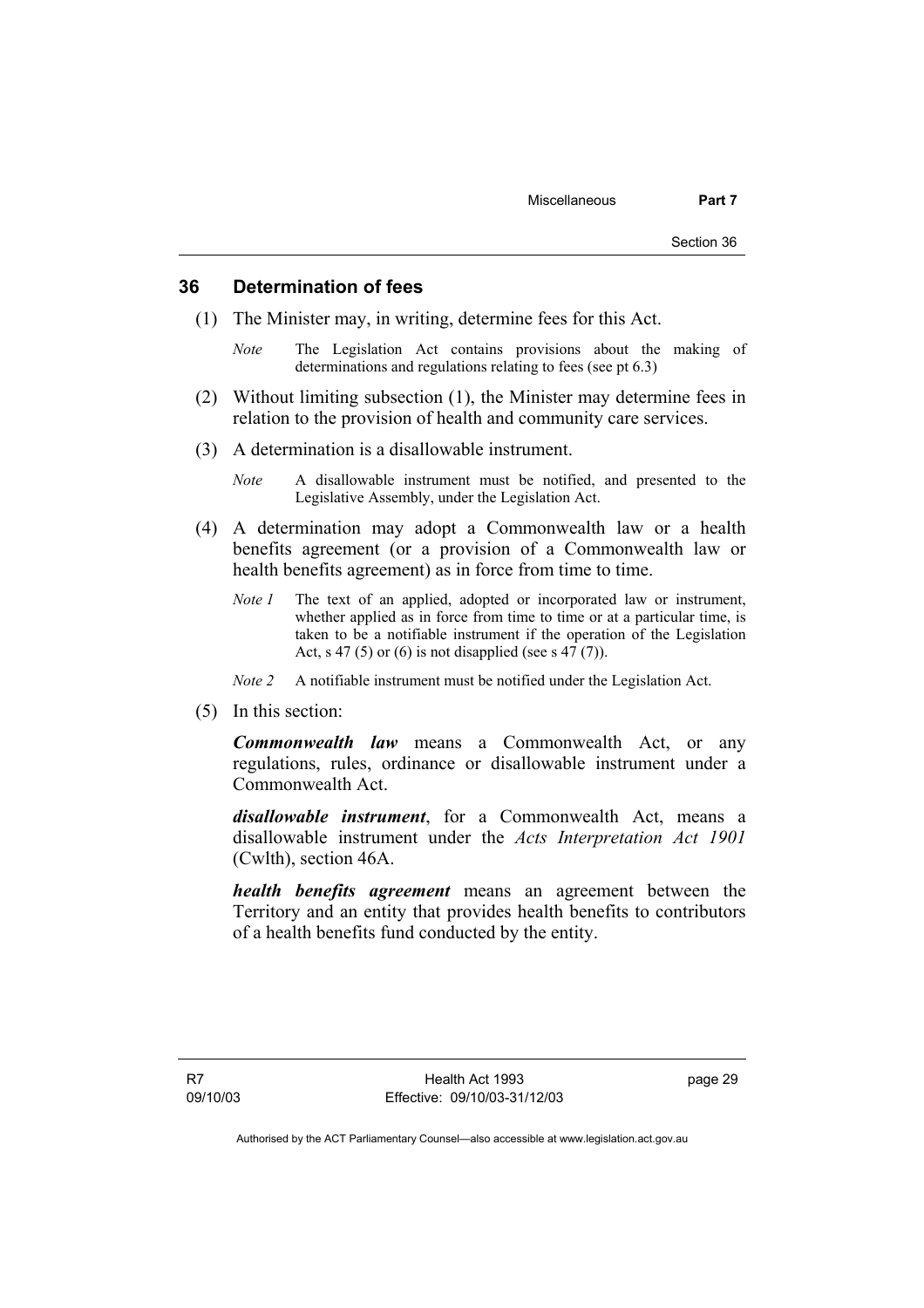## 36 Determination of fees

(1) The Minister may, in writing, determine fees for this Act.

*Note* The Legislation Act contains provisions about the making of determinations and regulations relating to fees (see pt 6.3)

(2) Without limiting subsection (1), the Minister may determine fees in relation to the provision of health and community care services.

(3) A determination is a disallowable instrument.

*Note* A disallowable instrument must be notified, and presented to the Legislative Assembly, under the Legislation Act.

(4) A determination may adopt a Commonwealth law or a health benefits agreement (or a provision of a Commonwealth law or health benefits agreement) as in force from time to time.

*Note 1* The text of an applied, adopted or incorporated law or instrument, whether applied as in force from time to time or at a particular time, is taken to be a notifiable instrument if the operation of the Legislation Act, s 47 (5) or (6) is not disapplied (see s 47 (7)).

*Note 2* A notifiable instrument must be notified under the Legislation Act.

(5) In this section:

***Commonwealth law*** means a Commonwealth Act, or any regulations, rules, ordinance or disallowable instrument under a Commonwealth Act.

***disallowable instrument***, for a Commonwealth Act, means a disallowable instrument under the *Acts Interpretation Act 1901* (Cwlth), section 46A.

***health benefits agreement*** means an agreement between the Territory and an entity that provides health benefits to contributors of a health benefits fund conducted by the entity.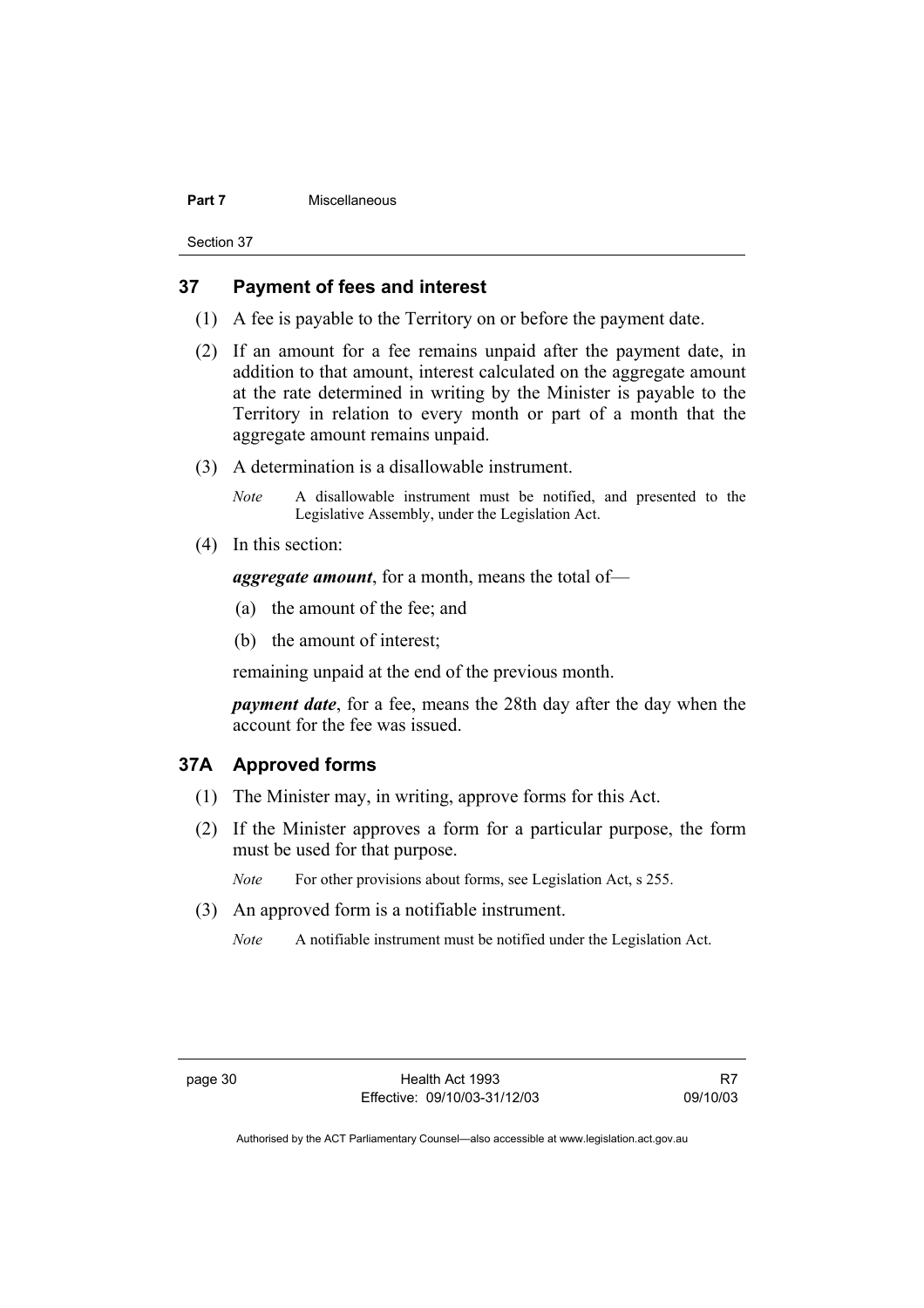## 37 Payment of fees and interest

(1) A fee is payable to the Territory on or before the payment date.

(2) If an amount for a fee remains unpaid after the payment date, in addition to that amount, interest calculated on the aggregate amount at the rate determined in writing by the Minister is payable to the Territory in relation to every month or part of a month that the aggregate amount remains unpaid.

(3) A determination is a disallowable instrument.

*Note* A disallowable instrument must be notified, and presented to the Legislative Assembly, under the Legislation Act.

(4) In this section:

***aggregate amount***, for a month, means the total of—

(a) the amount of the fee; and

(b) the amount of interest;

remaining unpaid at the end of the previous month.

***payment date***, for a fee, means the 28th day after the day when the account for the fee was issued.

## 37A Approved forms

(1) The Minister may, in writing, approve forms for this Act.

(2) If the Minister approves a form for a particular purpose, the form must be used for that purpose.

*Note* For other provisions about forms, see Legislation Act, s 255.

(3) An approved form is a notifiable instrument.

*Note* A notifiable instrument must be notified under the Legislation Act.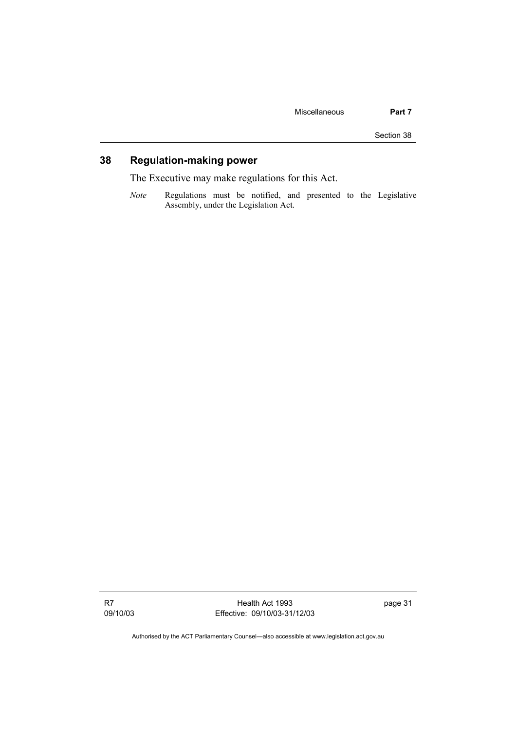## 38 Regulation-making power

The Executive may make regulations for this Act.

*Note* Regulations must be notified, and presented to the Legislative Assembly, under the Legislation Act.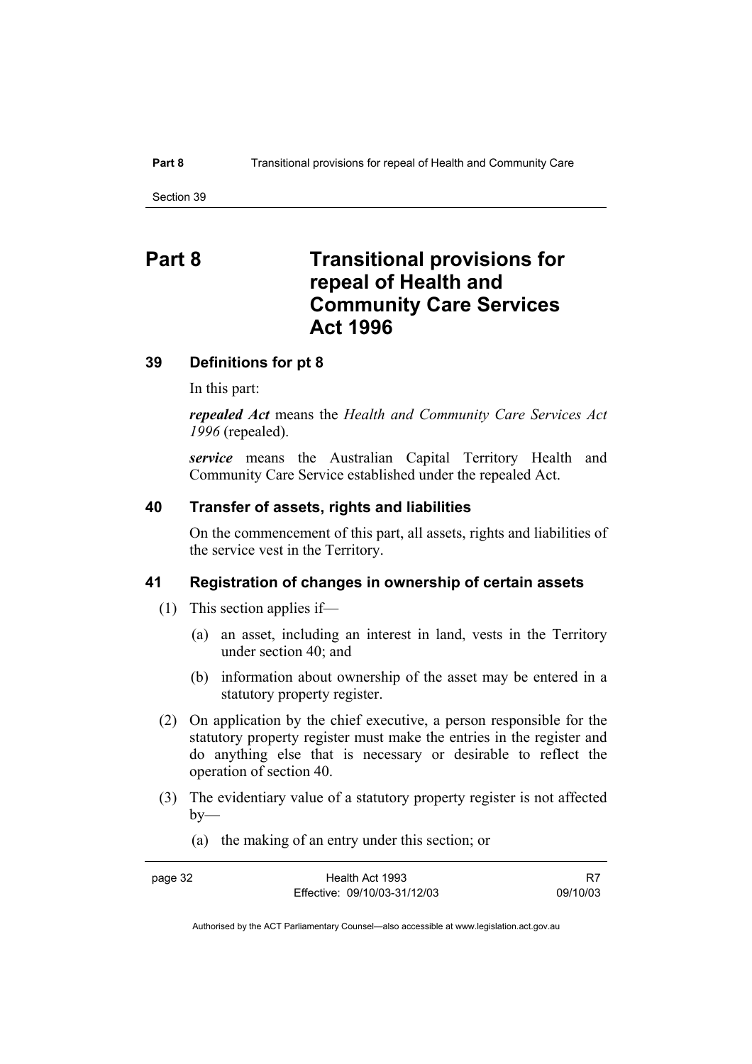# Part 8 Transitional provisions for repeal of Health and Community Care Services Act 1996

## 39 Definitions for pt 8

In this part:

***repealed Act*** means the *Health and Community Care Services Act 1996* (repealed).

***service*** means the Australian Capital Territory Health and Community Care Service established under the repealed Act.

## 40 Transfer of assets, rights and liabilities

On the commencement of this part, all assets, rights and liabilities of the service vest in the Territory.

## 41 Registration of changes in ownership of certain assets

(1) This section applies if—

(a) an asset, including an interest in land, vests in the Territory under section 40; and

(b) information about ownership of the asset may be entered in a statutory property register.

(2) On application by the chief executive, a person responsible for the statutory property register must make the entries in the register and do anything else that is necessary or desirable to reflect the operation of section 40.

(3) The evidentiary value of a statutory property register is not affected by—

(a) the making of an entry under this section; or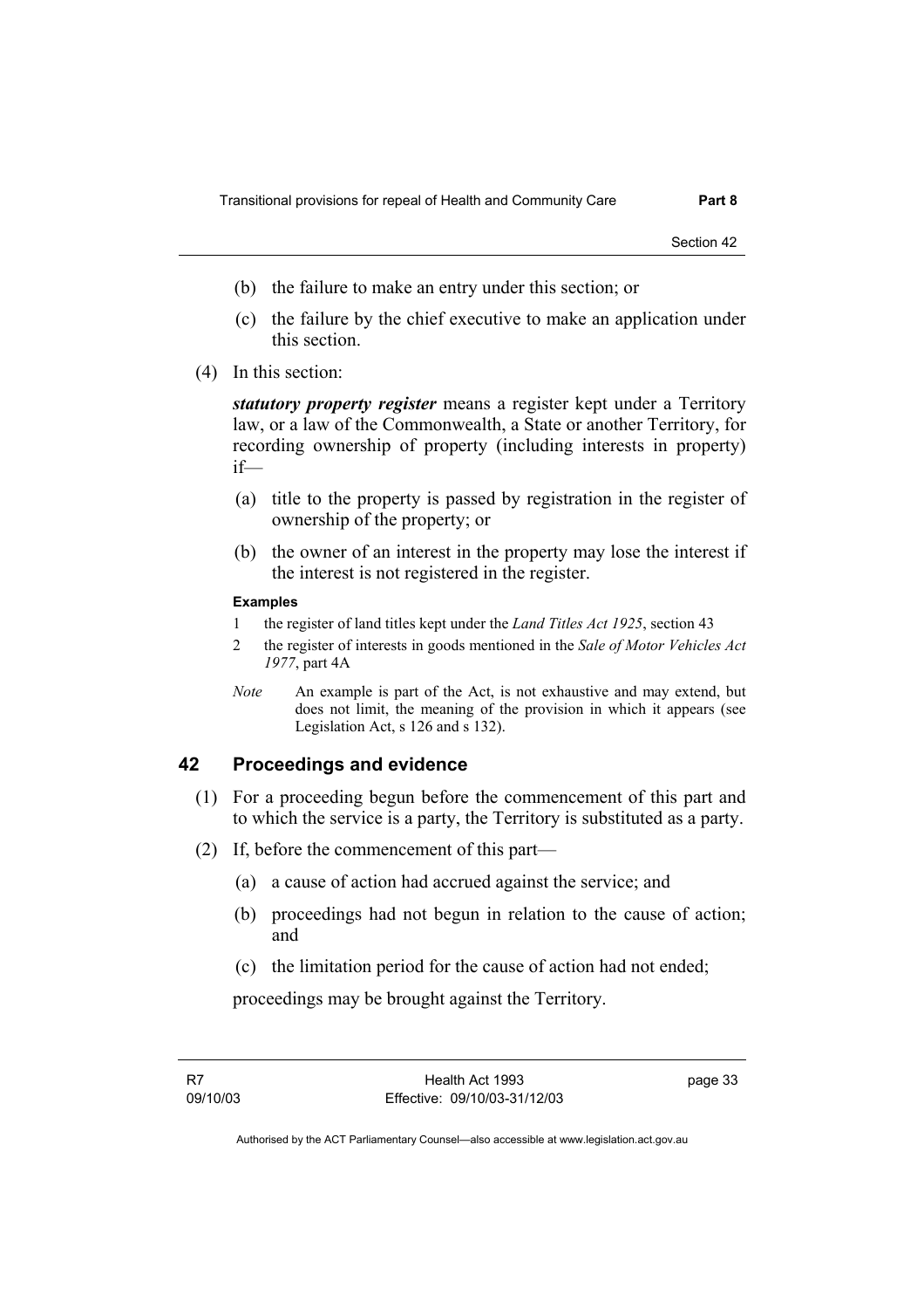(b) the failure to make an entry under this section; or

(c) the failure by the chief executive to make an application under this section.

(4) In this section:

***statutory property register*** means a register kept under a Territory law, or a law of the Commonwealth, a State or another Territory, for recording ownership of property (including interests in property) if—

(a) title to the property is passed by registration in the register of ownership of the property; or

(b) the owner of an interest in the property may lose the interest if the interest is not registered in the register.

**Examples**

1 the register of land titles kept under the *Land Titles Act 1925*, section 43

2 the register of interests in goods mentioned in the *Sale of Motor Vehicles Act 1977*, part 4A

*Note* An example is part of the Act, is not exhaustive and may extend, but does not limit, the meaning of the provision in which it appears (see Legislation Act, s 126 and s 132).

## 42 Proceedings and evidence

(1) For a proceeding begun before the commencement of this part and to which the service is a party, the Territory is substituted as a party.

(2) If, before the commencement of this part—

(a) a cause of action had accrued against the service; and

(b) proceedings had not begun in relation to the cause of action; and

(c) the limitation period for the cause of action had not ended;

proceedings may be brought against the Territory.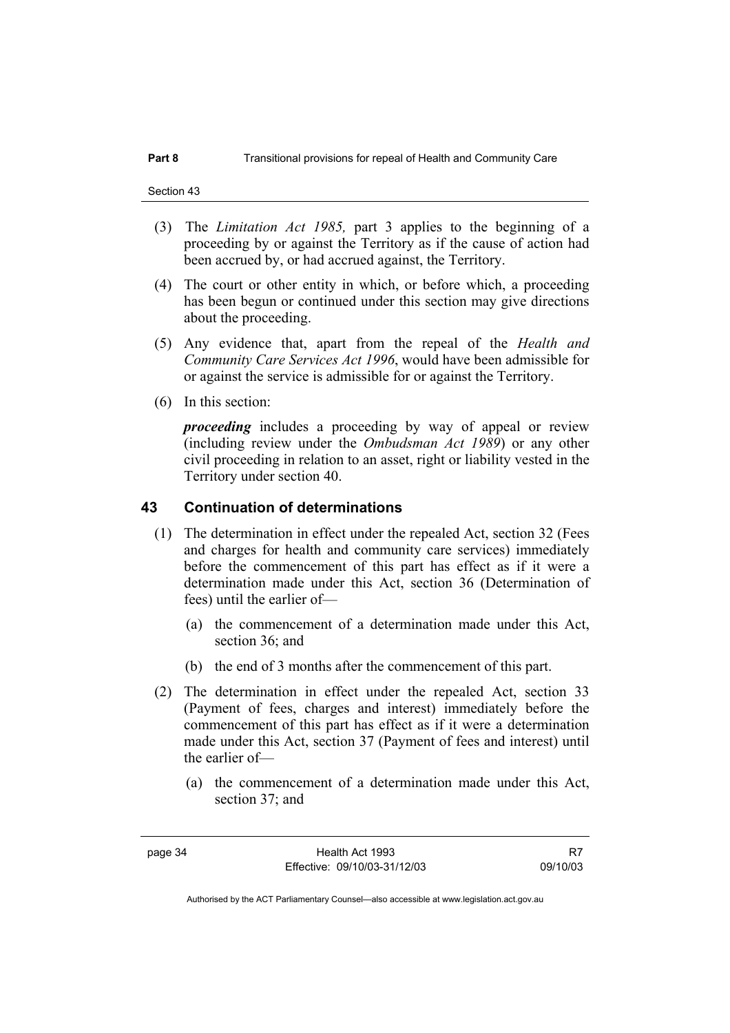(3) The *Limitation Act 1985,* part 3 applies to the beginning of a proceeding by or against the Territory as if the cause of action had been accrued by, or had accrued against, the Territory.

(4) The court or other entity in which, or before which, a proceeding has been begun or continued under this section may give directions about the proceeding.

(5) Any evidence that, apart from the repeal of the *Health and Community Care Services Act 1996*, would have been admissible for or against the service is admissible for or against the Territory.

(6) In this section:

***proceeding*** includes a proceeding by way of appeal or review (including review under the *Ombudsman Act 1989*) or any other civil proceeding in relation to an asset, right or liability vested in the Territory under section 40.

## 43 Continuation of determinations

(1) The determination in effect under the repealed Act, section 32 (Fees and charges for health and community care services) immediately before the commencement of this part has effect as if it were a determination made under this Act, section 36 (Determination of fees) until the earlier of—

(a) the commencement of a determination made under this Act, section 36; and

(b) the end of 3 months after the commencement of this part.

(2) The determination in effect under the repealed Act, section 33 (Payment of fees, charges and interest) immediately before the commencement of this part has effect as if it were a determination made under this Act, section 37 (Payment of fees and interest) until the earlier of—

(a) the commencement of a determination made under this Act, section 37; and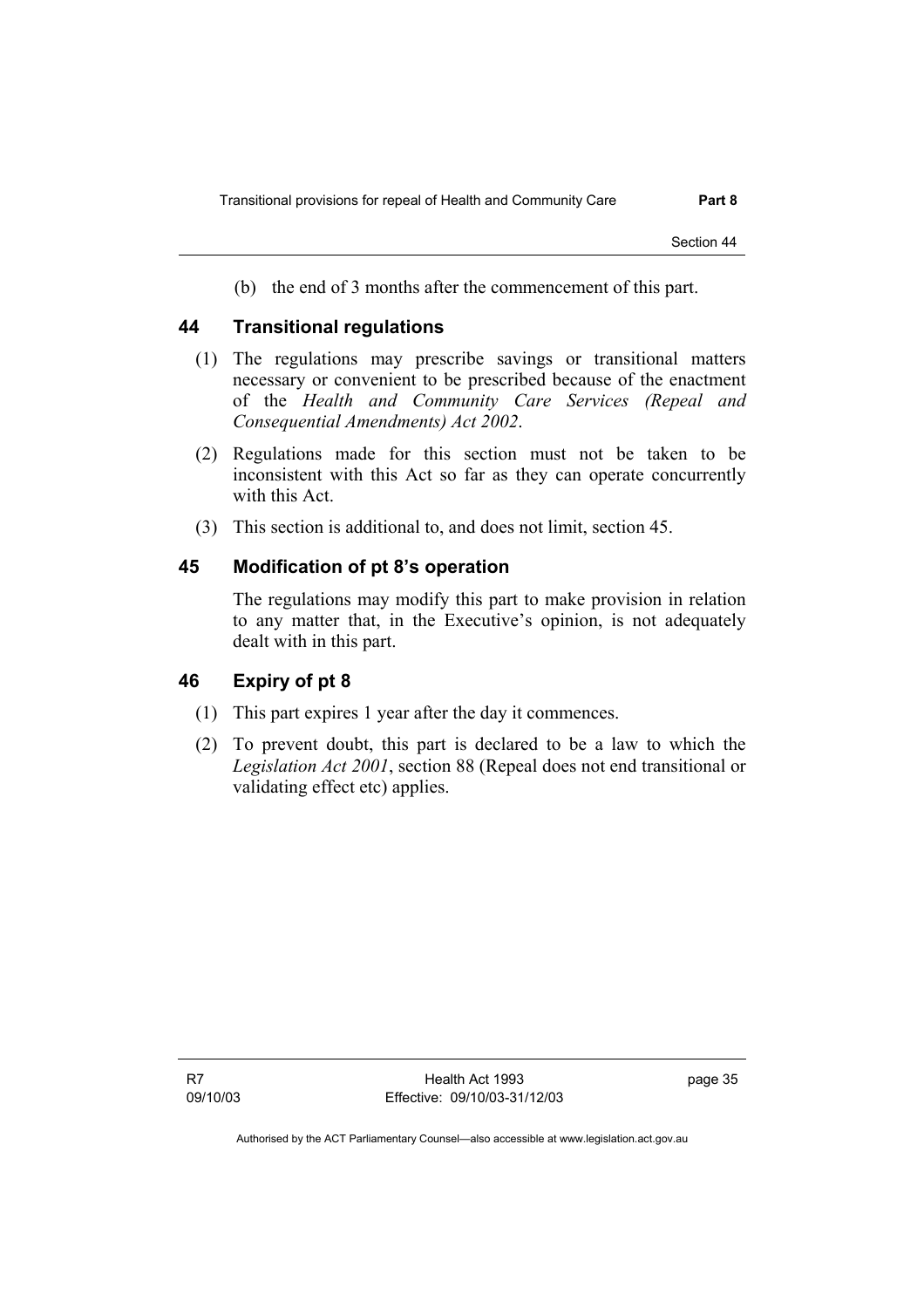(b) the end of 3 months after the commencement of this part.

## 44 Transitional regulations

(1) The regulations may prescribe savings or transitional matters necessary or convenient to be prescribed because of the enactment of the *Health and Community Care Services (Repeal and Consequential Amendments) Act 2002*.

(2) Regulations made for this section must not be taken to be inconsistent with this Act so far as they can operate concurrently with this Act.

(3) This section is additional to, and does not limit, section 45.

## 45 Modification of pt 8's operation

The regulations may modify this part to make provision in relation to any matter that, in the Executive's opinion, is not adequately dealt with in this part.

## 46 Expiry of pt 8

(1) This part expires 1 year after the day it commences.

(2) To prevent doubt, this part is declared to be a law to which the *Legislation Act 2001*, section 88 (Repeal does not end transitional or validating effect etc) applies.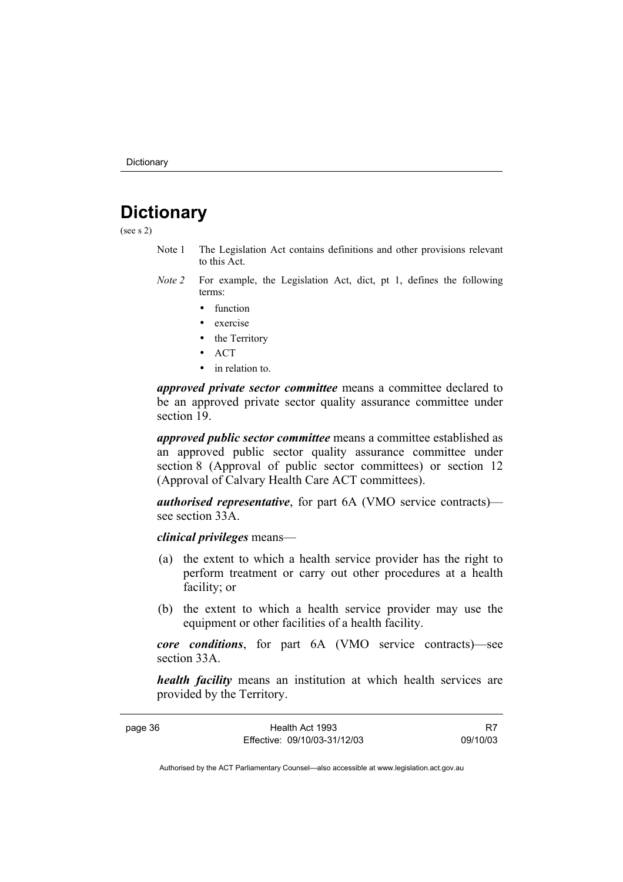# Dictionary

(see s 2)

Note 1 The Legislation Act contains definitions and other provisions relevant to this Act.

*Note 2* For example, the Legislation Act, dict, pt 1, defines the following terms:

- function
- exercise
- the Territory
- ACT
- in relation to.

***approved private sector committee*** means a committee declared to be an approved private sector quality assurance committee under section 19.

***approved public sector committee*** means a committee established as an approved public sector quality assurance committee under section 8 (Approval of public sector committees) or section 12 (Approval of Calvary Health Care ACT committees).

***authorised representative***, for part 6A (VMO service contracts)—see section 33A.

***clinical privileges*** means—

(a) the extent to which a health service provider has the right to perform treatment or carry out other procedures at a health facility; or

(b) the extent to which a health service provider may use the equipment or other facilities of a health facility.

***core conditions***, for part 6A (VMO service contracts)—see section 33A.

***health facility*** means an institution at which health services are provided by the Territory.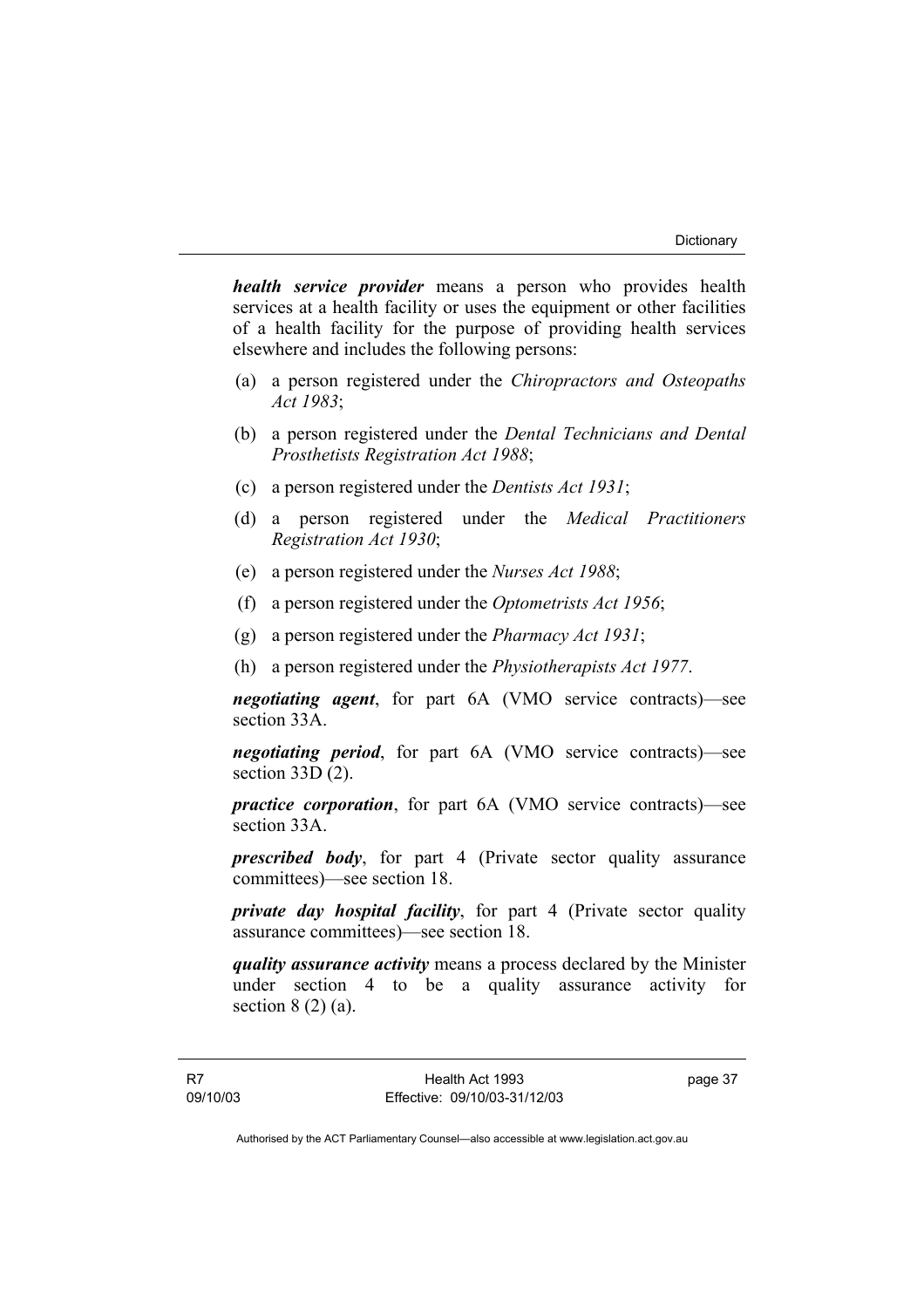***health service provider*** means a person who provides health services at a health facility or uses the equipment or other facilities of a health facility for the purpose of providing health services elsewhere and includes the following persons:

(a) a person registered under the *Chiropractors and Osteopaths Act 1983*;

(b) a person registered under the *Dental Technicians and Dental Prosthetists Registration Act 1988*;

(c) a person registered under the *Dentists Act 1931*;

(d) a person registered under the *Medical Practitioners Registration Act 1930*;

(e) a person registered under the *Nurses Act 1988*;

(f) a person registered under the *Optometrists Act 1956*;

(g) a person registered under the *Pharmacy Act 1931*;

(h) a person registered under the *Physiotherapists Act 1977*.

***negotiating agent***, for part 6A (VMO service contracts)—see section 33A.

***negotiating period***, for part 6A (VMO service contracts)—see section 33D (2).

***practice corporation***, for part 6A (VMO service contracts)—see section 33A.

***prescribed body***, for part 4 (Private sector quality assurance committees)—see section 18.

***private day hospital facility***, for part 4 (Private sector quality assurance committees)—see section 18.

***quality assurance activity*** means a process declared by the Minister under section 4 to be a quality assurance activity for section 8 (2) (a).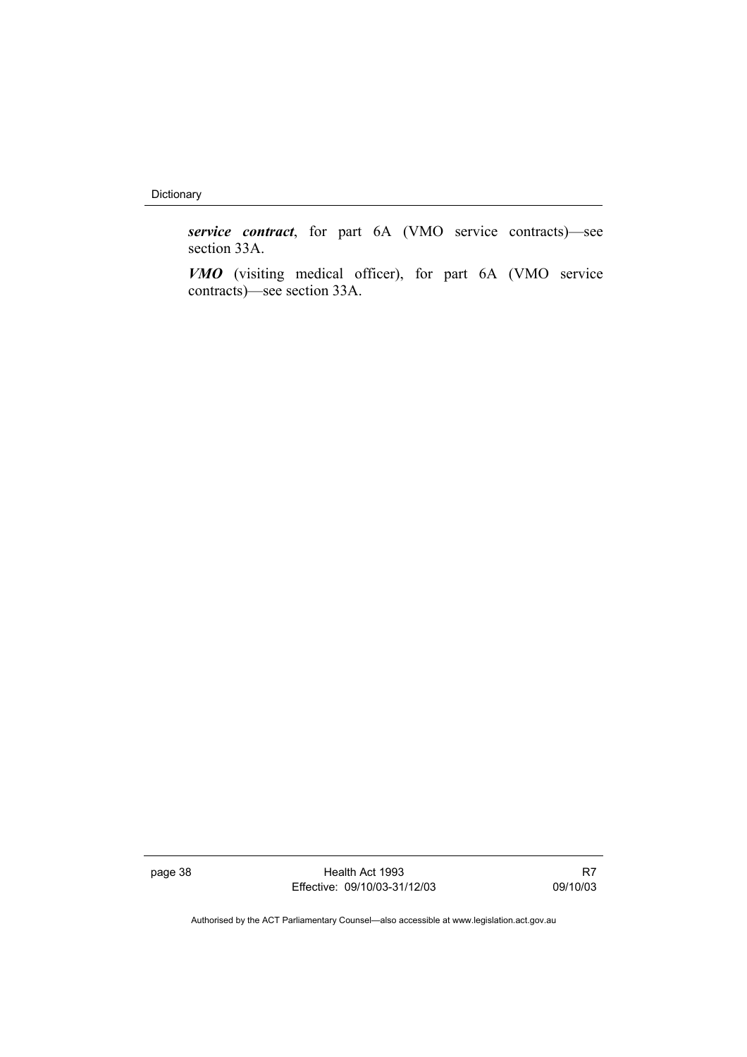***service contract***, for part 6A (VMO service contracts)—see section 33A.

***VMO*** (visiting medical officer), for part 6A (VMO service contracts)—see section 33A.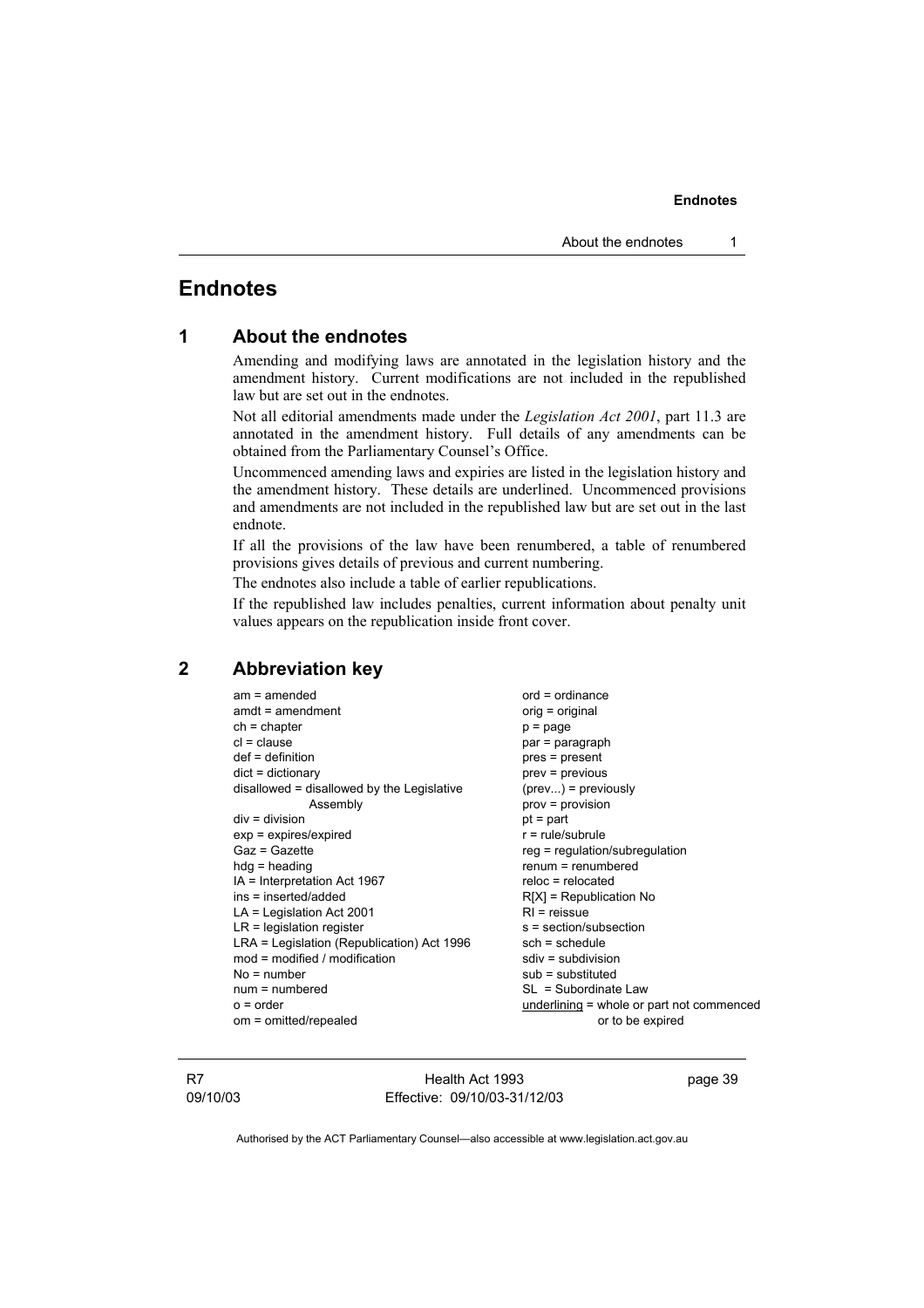# Endnotes

## 1 About the endnotes

Amending and modifying laws are annotated in the legislation history and the amendment history. Current modifications are not included in the republished law but are set out in the endnotes.

Not all editorial amendments made under the *Legislation Act 2001*, part 11.3 are annotated in the amendment history. Full details of any amendments can be obtained from the Parliamentary Counsel's Office.

Uncommenced amending laws and expiries are listed in the legislation history and the amendment history. These details are underlined. Uncommenced provisions and amendments are not included in the republished law but are set out in the last endnote.

If all the provisions of the law have been renumbered, a table of renumbered provisions gives details of previous and current numbering.

The endnotes also include a table of earlier republications.

If the republished law includes penalties, current information about penalty unit values appears on the republication inside front cover.

## 2 Abbreviation key

am = amended
amdt = amendment
ch = chapter
cl = clause
def = definition
dict = dictionary
disallowed = disallowed by the Legislative Assembly
div = division
exp = expires/expired
Gaz = Gazette
hdg = heading
IA = Interpretation Act 1967
ins = inserted/added
LA = Legislation Act 2001
LR = legislation register
LRA = Legislation (Republication) Act 1996
mod = modified / modification
No = number
num = numbered
o = order
om = omitted/repealed
ord = ordinance
orig = original
p = page
par = paragraph
pres = present
prev = previous
(prev...) = previously
prov = provision
pt = part
r = rule/subrule
reg = regulation/subregulation
renum = renumbered
reloc = relocated
R[X] = Republication No
RI = reissue
s = section/subsection
sch = schedule
sdiv = subdivision
sub = substituted
SL = Subordinate Law
<u>underlining</u> = whole or part not commenced or to be expired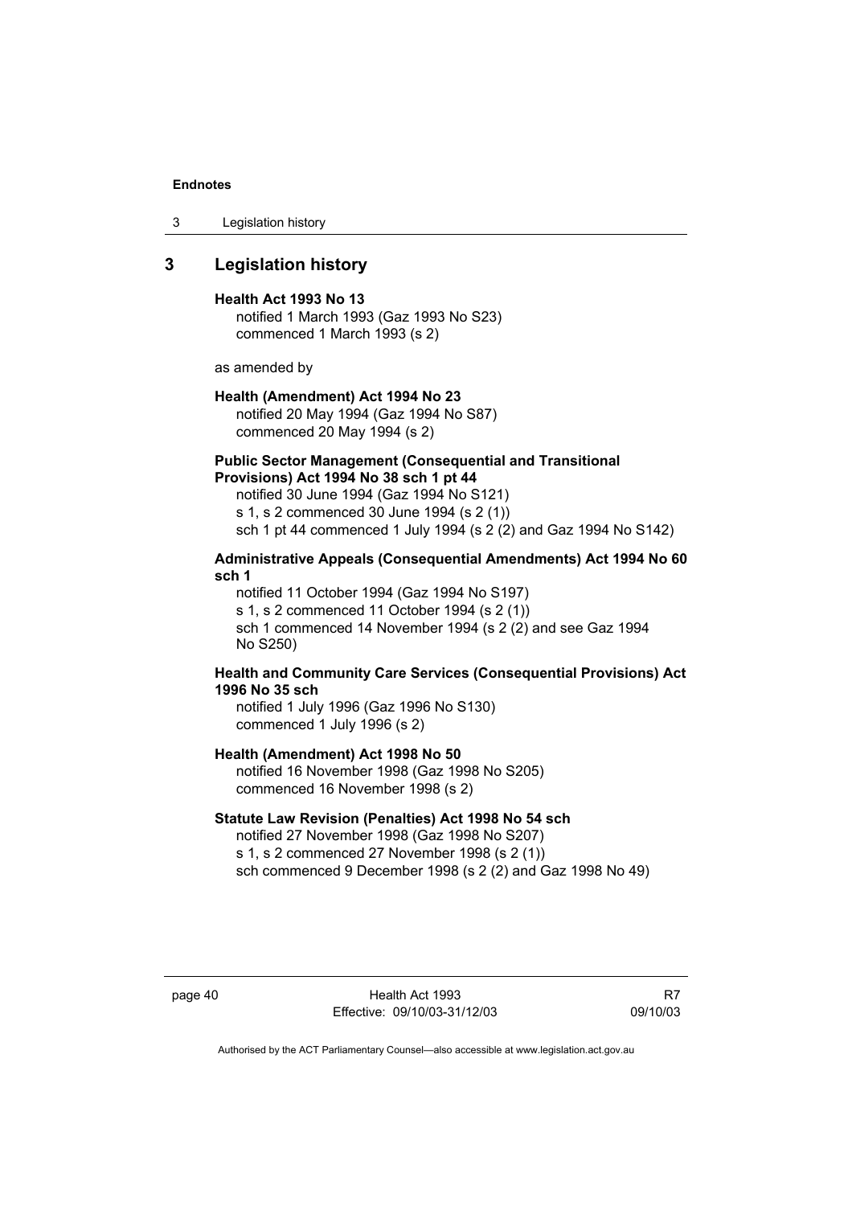## 3 Legislation history

**Health Act 1993 No 13**

notified 1 March 1993 (Gaz 1993 No S23)
commenced 1 March 1993 (s 2)

as amended by

**Health (Amendment) Act 1994 No 23**

notified 20 May 1994 (Gaz 1994 No S87)
commenced 20 May 1994 (s 2)

**Public Sector Management (Consequential and Transitional Provisions) Act 1994 No 38 sch 1 pt 44**

notified 30 June 1994 (Gaz 1994 No S121)
s 1, s 2 commenced 30 June 1994 (s 2 (1))
sch 1 pt 44 commenced 1 July 1994 (s 2 (2) and Gaz 1994 No S142)

**Administrative Appeals (Consequential Amendments) Act 1994 No 60 sch 1**

notified 11 October 1994 (Gaz 1994 No S197)
s 1, s 2 commenced 11 October 1994 (s 2 (1))
sch 1 commenced 14 November 1994 (s 2 (2) and see Gaz 1994 No S250)

**Health and Community Care Services (Consequential Provisions) Act 1996 No 35 sch**

notified 1 July 1996 (Gaz 1996 No S130)
commenced 1 July 1996 (s 2)

**Health (Amendment) Act 1998 No 50**

notified 16 November 1998 (Gaz 1998 No S205)
commenced 16 November 1998 (s 2)

**Statute Law Revision (Penalties) Act 1998 No 54 sch**

notified 27 November 1998 (Gaz 1998 No S207)
s 1, s 2 commenced 27 November 1998 (s 2 (1))
sch commenced 9 December 1998 (s 2 (2) and Gaz 1998 No 49)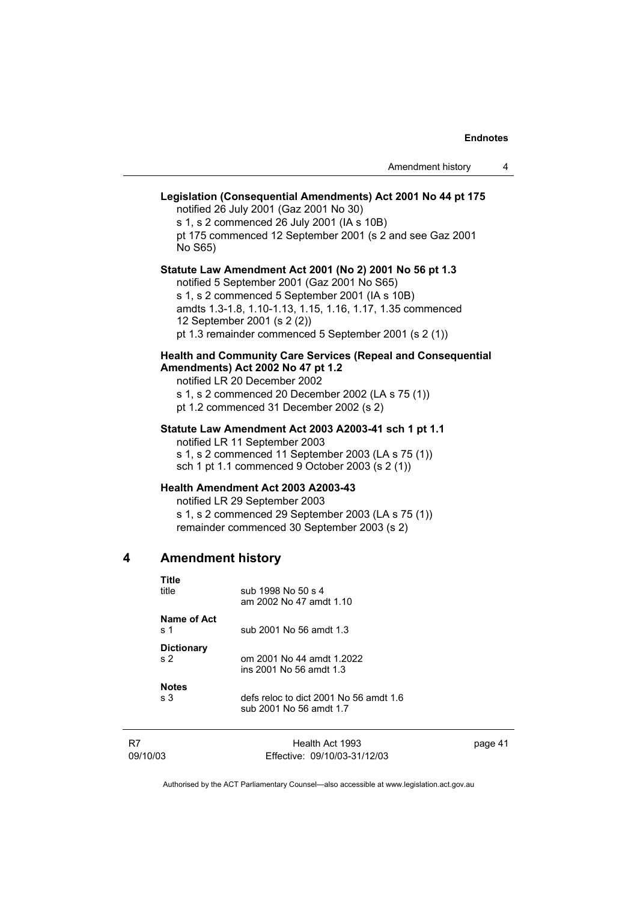**Legislation (Consequential Amendments) Act 2001 No 44 pt 175**

notified 26 July 2001 (Gaz 2001 No 30)
s 1, s 2 commenced 26 July 2001 (IA s 10B)
pt 175 commenced 12 September 2001 (s 2 and see Gaz 2001 No S65)

**Statute Law Amendment Act 2001 (No 2) 2001 No 56 pt 1.3**

notified 5 September 2001 (Gaz 2001 No S65)
s 1, s 2 commenced 5 September 2001 (IA s 10B)
amdts 1.3-1.8, 1.10-1.13, 1.15, 1.16, 1.17, 1.35 commenced 12 September 2001 (s 2 (2))
pt 1.3 remainder commenced 5 September 2001 (s 2 (1))

**Health and Community Care Services (Repeal and Consequential Amendments) Act 2002 No 47 pt 1.2**

notified LR 20 December 2002
s 1, s 2 commenced 20 December 2002 (LA s 75 (1))
pt 1.2 commenced 31 December 2002 (s 2)

**Statute Law Amendment Act 2003 A2003-41 sch 1 pt 1.1**

notified LR 11 September 2003
s 1, s 2 commenced 11 September 2003 (LA s 75 (1))
sch 1 pt 1.1 commenced 9 October 2003 (s 2 (1))

**Health Amendment Act 2003 A2003-43**

notified LR 29 September 2003
s 1, s 2 commenced 29 September 2003 (LA s 75 (1))
remainder commenced 30 September 2003 (s 2)

## 4 Amendment history

**Title**

| | |
|---|---|
| title | sub 1998 No 50 s 4<br>am 2002 No 47 amdt 1.10 |

**Name of Act**

| | |
|---|---|
| s 1 | sub 2001 No 56 amdt 1.3 |

**Dictionary**

| | |
|---|---|
| s 2 | om 2001 No 44 amdt 1.2022<br>ins 2001 No 56 amdt 1.3 |

**Notes**

| | |
|---|---|
| s 3 | defs reloc to dict 2001 No 56 amdt 1.6<br>sub 2001 No 56 amdt 1.7 |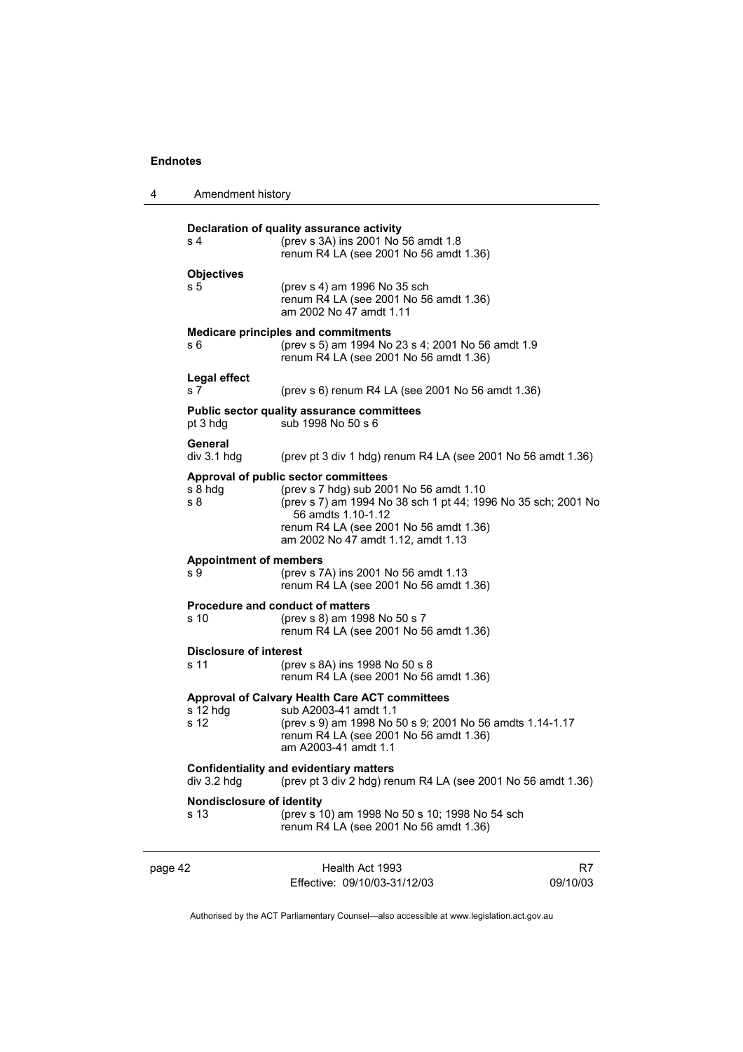**Declaration of quality assurance activity**

s 4 (prev s 3A) ins 2001 No 56 amdt 1.8
renum R4 LA (see 2001 No 56 amdt 1.36)

**Objectives**

s 5 (prev s 4) am 1996 No 35 sch
renum R4 LA (see 2001 No 56 amdt 1.36)
am 2002 No 47 amdt 1.11

**Medicare principles and commitments**

s 6 (prev s 5) am 1994 No 23 s 4; 2001 No 56 amdt 1.9
renum R4 LA (see 2001 No 56 amdt 1.36)

**Legal effect**

s 7 (prev s 6) renum R4 LA (see 2001 No 56 amdt 1.36)

**Public sector quality assurance committees**

pt 3 hdg sub 1998 No 50 s 6

**General**

div 3.1 hdg (prev pt 3 div 1 hdg) renum R4 LA (see 2001 No 56 amdt 1.36)

**Approval of public sector committees**

s 8 hdg (prev s 7 hdg) sub 2001 No 56 amdt 1.10
s 8 (prev s 7) am 1994 No 38 sch 1 pt 44; 1996 No 35 sch; 2001 No 56 amdts 1.10-1.12
renum R4 LA (see 2001 No 56 amdt 1.36)
am 2002 No 47 amdt 1.12, amdt 1.13

**Appointment of members**

s 9 (prev s 7A) ins 2001 No 56 amdt 1.13
renum R4 LA (see 2001 No 56 amdt 1.36)

**Procedure and conduct of matters**

s 10 (prev s 8) am 1998 No 50 s 7
renum R4 LA (see 2001 No 56 amdt 1.36)

**Disclosure of interest**

s 11 (prev s 8A) ins 1998 No 50 s 8
renum R4 LA (see 2001 No 56 amdt 1.36)

**Approval of Calvary Health Care ACT committees**

s 12 hdg sub A2003-41 amdt 1.1
s 12 (prev s 9) am 1998 No 50 s 9; 2001 No 56 amdts 1.14-1.17
renum R4 LA (see 2001 No 56 amdt 1.36)
am A2003-41 amdt 1.1

**Confidentiality and evidentiary matters**

div 3.2 hdg (prev pt 3 div 2 hdg) renum R4 LA (see 2001 No 56 amdt 1.36)

**Nondisclosure of identity**

s 13 (prev s 10) am 1998 No 50 s 10; 1998 No 54 sch
renum R4 LA (see 2001 No 56 amdt 1.36)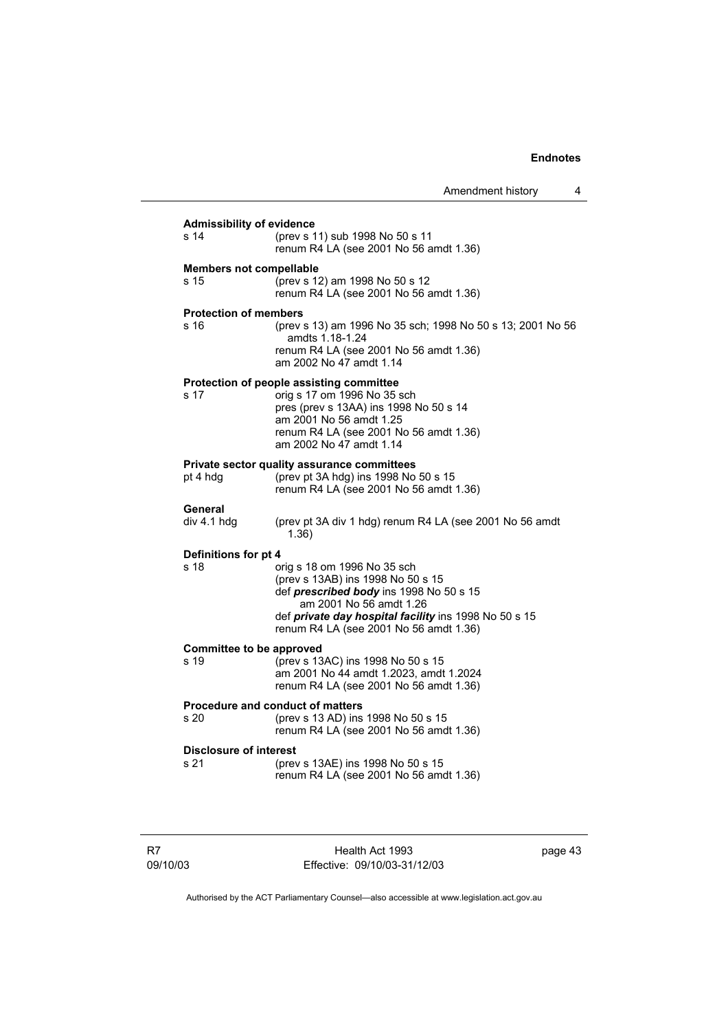**Admissibility of evidence**

s 14 (prev s 11) sub 1998 No 50 s 11
renum R4 LA (see 2001 No 56 amdt 1.36)

**Members not compellable**

s 15 (prev s 12) am 1998 No 50 s 12
renum R4 LA (see 2001 No 56 amdt 1.36)

**Protection of members**

s 16 (prev s 13) am 1996 No 35 sch; 1998 No 50 s 13; 2001 No 56 amdts 1.18-1.24
renum R4 LA (see 2001 No 56 amdt 1.36)
am 2002 No 47 amdt 1.14

**Protection of people assisting committee**

s 17 orig s 17 om 1996 No 35 sch
pres (prev s 13AA) ins 1998 No 50 s 14
am 2001 No 56 amdt 1.25
renum R4 LA (see 2001 No 56 amdt 1.36)
am 2002 No 47 amdt 1.14

**Private sector quality assurance committees**

pt 4 hdg (prev pt 3A hdg) ins 1998 No 50 s 15
renum R4 LA (see 2001 No 56 amdt 1.36)

**General**

div 4.1 hdg (prev pt 3A div 1 hdg) renum R4 LA (see 2001 No 56 amdt 1.36)

**Definitions for pt 4**

s 18 orig s 18 om 1996 No 35 sch
(prev s 13AB) ins 1998 No 50 s 15
def ***prescribed body*** ins 1998 No 50 s 15
am 2001 No 56 amdt 1.26
def ***private day hospital facility*** ins 1998 No 50 s 15
renum R4 LA (see 2001 No 56 amdt 1.36)

**Committee to be approved**

s 19 (prev s 13AC) ins 1998 No 50 s 15
am 2001 No 44 amdt 1.2023, amdt 1.2024
renum R4 LA (see 2001 No 56 amdt 1.36)

**Procedure and conduct of matters**

s 20 (prev s 13 AD) ins 1998 No 50 s 15
renum R4 LA (see 2001 No 56 amdt 1.36)

**Disclosure of interest**

s 21 (prev s 13AE) ins 1998 No 50 s 15
renum R4 LA (see 2001 No 56 amdt 1.36)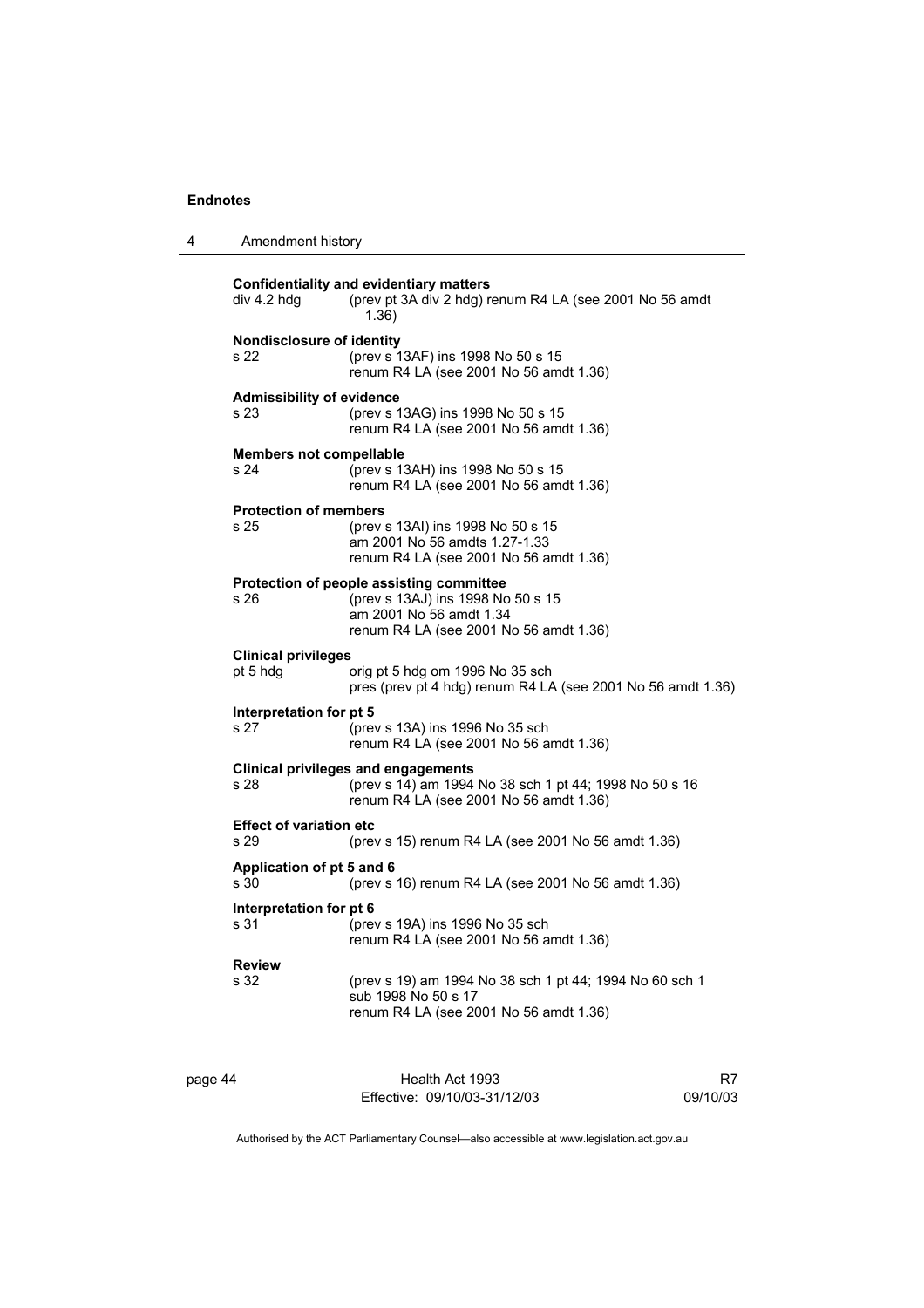**Confidentiality and evidentiary matters**

div 4.2 hdg (prev pt 3A div 2 hdg) renum R4 LA (see 2001 No 56 amdt 1.36)

**Nondisclosure of identity**

s 22 (prev s 13AF) ins 1998 No 50 s 15
renum R4 LA (see 2001 No 56 amdt 1.36)

**Admissibility of evidence**

s 23 (prev s 13AG) ins 1998 No 50 s 15
renum R4 LA (see 2001 No 56 amdt 1.36)

**Members not compellable**

s 24 (prev s 13AH) ins 1998 No 50 s 15
renum R4 LA (see 2001 No 56 amdt 1.36)

**Protection of members**

s 25 (prev s 13AI) ins 1998 No 50 s 15
am 2001 No 56 amdts 1.27-1.33
renum R4 LA (see 2001 No 56 amdt 1.36)

**Protection of people assisting committee**

s 26 (prev s 13AJ) ins 1998 No 50 s 15
am 2001 No 56 amdt 1.34
renum R4 LA (see 2001 No 56 amdt 1.36)

**Clinical privileges**

pt 5 hdg orig pt 5 hdg om 1996 No 35 sch
pres (prev pt 4 hdg) renum R4 LA (see 2001 No 56 amdt 1.36)

**Interpretation for pt 5**

s 27 (prev s 13A) ins 1996 No 35 sch
renum R4 LA (see 2001 No 56 amdt 1.36)

**Clinical privileges and engagements**

s 28 (prev s 14) am 1994 No 38 sch 1 pt 44; 1998 No 50 s 16
renum R4 LA (see 2001 No 56 amdt 1.36)

**Effect of variation etc**

s 29 (prev s 15) renum R4 LA (see 2001 No 56 amdt 1.36)

**Application of pt 5 and 6**

s 30 (prev s 16) renum R4 LA (see 2001 No 56 amdt 1.36)

**Interpretation for pt 6**

s 31 (prev s 19A) ins 1996 No 35 sch
renum R4 LA (see 2001 No 56 amdt 1.36)

**Review**

s 32 (prev s 19) am 1994 No 38 sch 1 pt 44; 1994 No 60 sch 1
sub 1998 No 50 s 17
renum R4 LA (see 2001 No 56 amdt 1.36)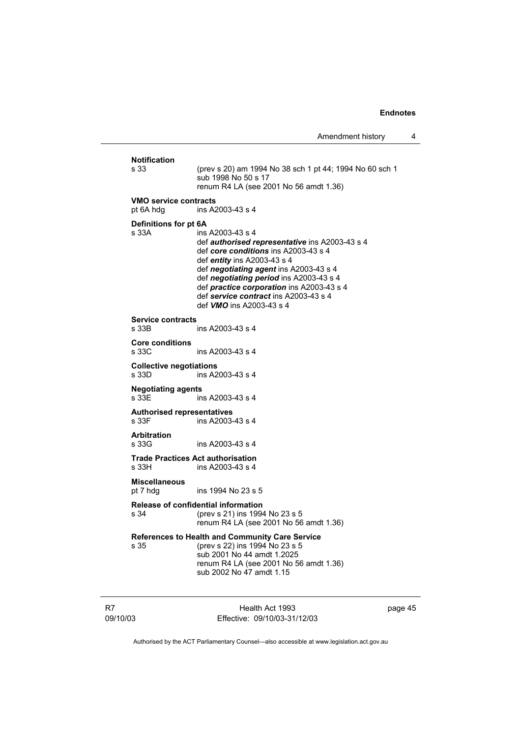**Notification**

s 33 (prev s 20) am 1994 No 38 sch 1 pt 44; 1994 No 60 sch 1
sub 1998 No 50 s 17
renum R4 LA (see 2001 No 56 amdt 1.36)

**VMO service contracts**

pt 6A hdg ins A2003-43 s 4

**Definitions for pt 6A**

s 33A ins A2003-43 s 4
def ***authorised representative*** ins A2003-43 s 4
def ***core conditions*** ins A2003-43 s 4
def ***entity*** ins A2003-43 s 4
def ***negotiating agent*** ins A2003-43 s 4
def ***negotiating period*** ins A2003-43 s 4
def ***practice corporation*** ins A2003-43 s 4
def ***service contract*** ins A2003-43 s 4
def ***VMO*** ins A2003-43 s 4

**Service contracts**

s 33B ins A2003-43 s 4

**Core conditions**

s 33C ins A2003-43 s 4

**Collective negotiations**

s 33D ins A2003-43 s 4

**Negotiating agents**

s 33E ins A2003-43 s 4

**Authorised representatives**

s 33F ins A2003-43 s 4

**Arbitration**

s 33G ins A2003-43 s 4

**Trade Practices Act authorisation**

s 33H ins A2003-43 s 4

**Miscellaneous**

pt 7 hdg ins 1994 No 23 s 5

**Release of confidential information**

s 34 (prev s 21) ins 1994 No 23 s 5
renum R4 LA (see 2001 No 56 amdt 1.36)

**References to Health and Community Care Service**

s 35 (prev s 22) ins 1994 No 23 s 5
sub 2001 No 44 amdt 1.2025
renum R4 LA (see 2001 No 56 amdt 1.36)
sub 2002 No 47 amdt 1.15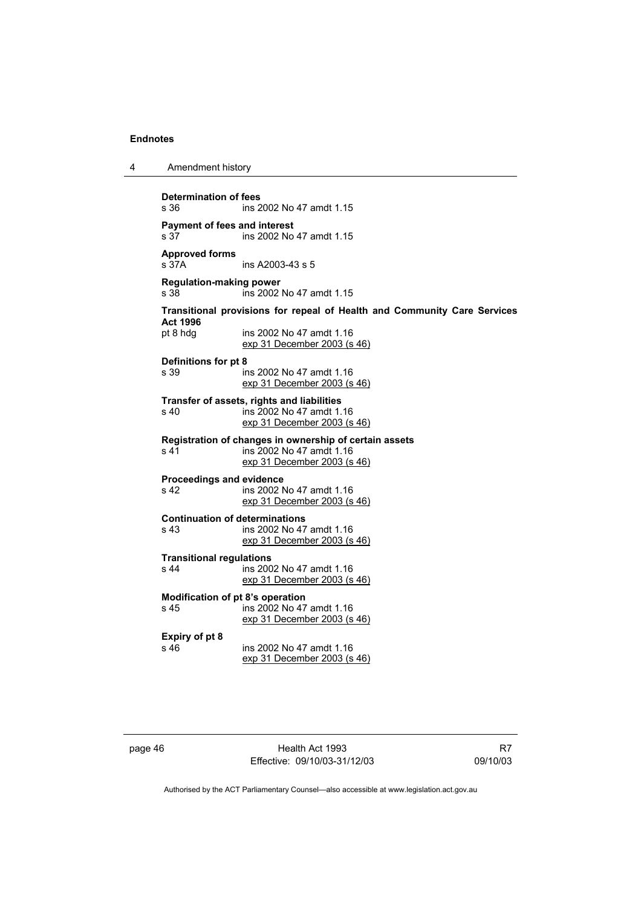**Determination of fees**
s 36 ins 2002 No 47 amdt 1.15

**Payment of fees and interest**
s 37 ins 2002 No 47 amdt 1.15

**Approved forms**
s 37A ins A2003-43 s 5

**Regulation-making power**
s 38 ins 2002 No 47 amdt 1.15

**Transitional provisions for repeal of Health and Community Care Services Act 1996**
pt 8 hdg ins 2002 No 47 amdt 1.16
exp 31 December 2003 (s 46)

**Definitions for pt 8**
s 39 ins 2002 No 47 amdt 1.16
exp 31 December 2003 (s 46)

**Transfer of assets, rights and liabilities**
s 40 ins 2002 No 47 amdt 1.16
exp 31 December 2003 (s 46)

**Registration of changes in ownership of certain assets**
s 41 ins 2002 No 47 amdt 1.16
exp 31 December 2003 (s 46)

**Proceedings and evidence**
s 42 ins 2002 No 47 amdt 1.16
exp 31 December 2003 (s 46)

**Continuation of determinations**
s 43 ins 2002 No 47 amdt 1.16
exp 31 December 2003 (s 46)

**Transitional regulations**
s 44 ins 2002 No 47 amdt 1.16
exp 31 December 2003 (s 46)

**Modification of pt 8's operation**
s 45 ins 2002 No 47 amdt 1.16
exp 31 December 2003 (s 46)

**Expiry of pt 8**
s 46 ins 2002 No 47 amdt 1.16
exp 31 December 2003 (s 46)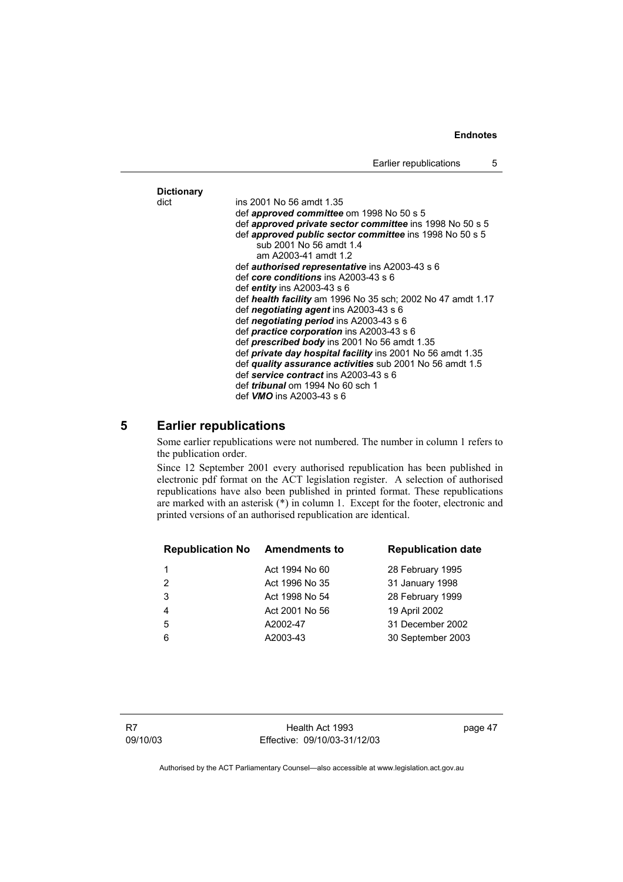**Dictionary**

dict ins 2001 No 56 amdt 1.35
def ***approved committee*** om 1998 No 50 s 5
def ***approved private sector committee*** ins 1998 No 50 s 5
def ***approved public sector committee*** ins 1998 No 50 s 5
sub 2001 No 56 amdt 1.4
am A2003-41 amdt 1.2
def ***authorised representative*** ins A2003-43 s 6
def ***core conditions*** ins A2003-43 s 6
def ***entity*** ins A2003-43 s 6
def ***health facility*** am 1996 No 35 sch; 2002 No 47 amdt 1.17
def ***negotiating agent*** ins A2003-43 s 6
def ***negotiating period*** ins A2003-43 s 6
def ***practice corporation*** ins A2003-43 s 6
def ***prescribed body*** ins 2001 No 56 amdt 1.35
def ***private day hospital facility*** ins 2001 No 56 amdt 1.35
def ***quality assurance activities*** sub 2001 No 56 amdt 1.5
def ***service contract*** ins A2003-43 s 6
def ***tribunal*** om 1994 No 60 sch 1
def ***VMO*** ins A2003-43 s 6

## 5 Earlier republications

Some earlier republications were not numbered. The number in column 1 refers to the publication order.

Since 12 September 2001 every authorised republication has been published in electronic pdf format on the ACT legislation register. A selection of authorised republications have also been published in printed format. These republications are marked with an asterisk (*) in column 1. Except for the footer, electronic and printed versions of an authorised republication are identical.

| Republication No | Amendments to | Republication date |
|---|---|---|
| 1 | Act 1994 No 60 | 28 February 1995 |
| 2 | Act 1996 No 35 | 31 January 1998 |
| 3 | Act 1998 No 54 | 28 February 1999 |
| 4 | Act 2001 No 56 | 19 April 2002 |
| 5 | A2002-47 | 31 December 2002 |
| 6 | A2003-43 | 30 September 2003 |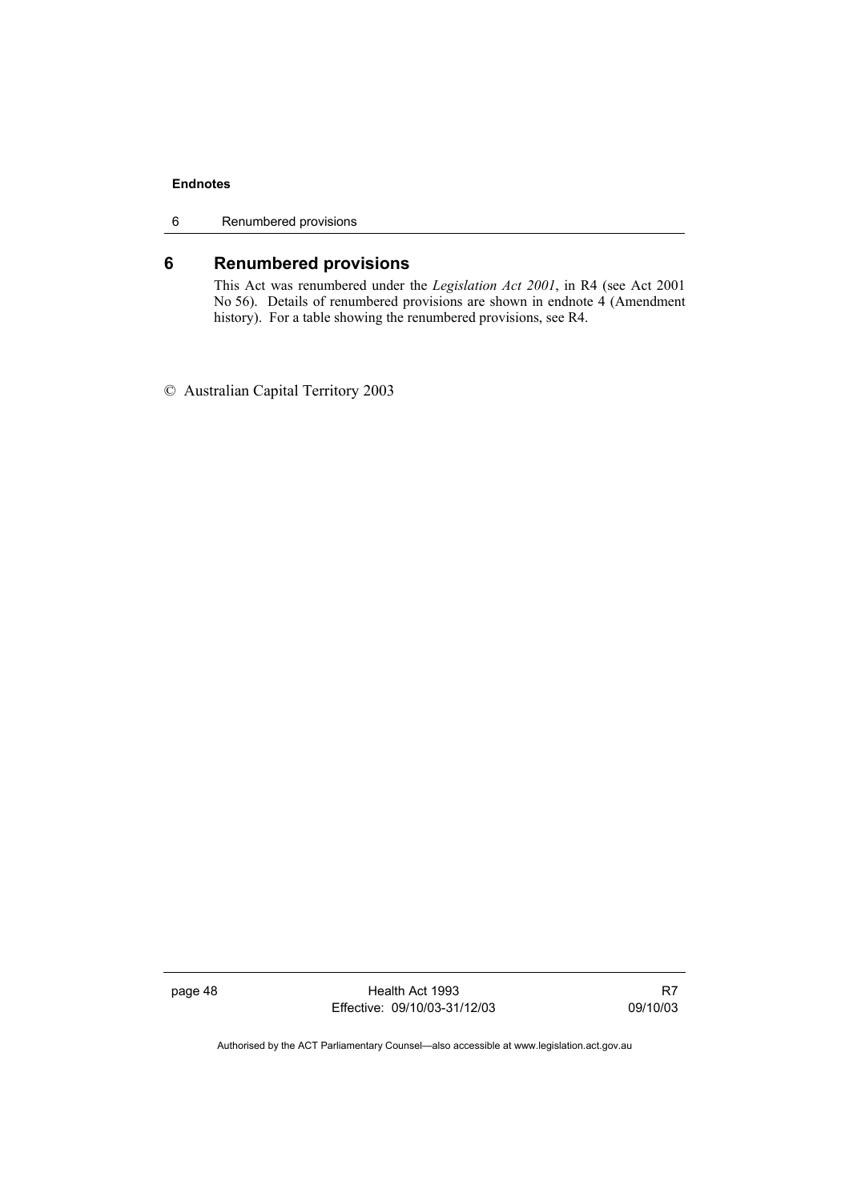## 6 Renumbered provisions

This Act was renumbered under the *Legislation Act 2001*, in R4 (see Act 2001 No 56). Details of renumbered provisions are shown in endnote 4 (Amendment history). For a table showing the renumbered provisions, see R4.

© Australian Capital Territory 2003